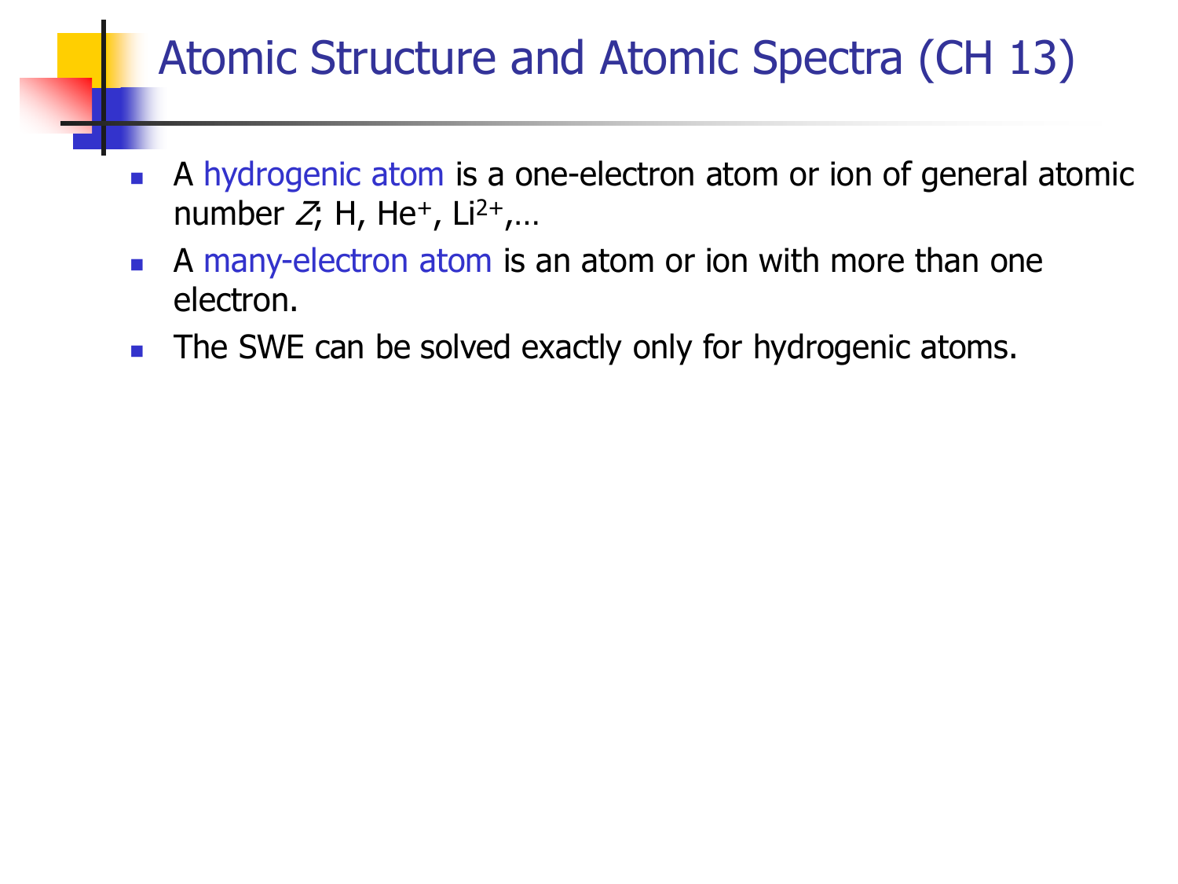# Atomic Structure and Atomic Spectra (CH 13)

- A hydrogenic atom is a one-electron atom or ion of general atomic number $Z$; H, $He^+$, $Li^{2+}$,…
- A many-electron atom is an atom or ion with more than one electron.
- The SWE can be solved exactly only for hydrogenic atoms.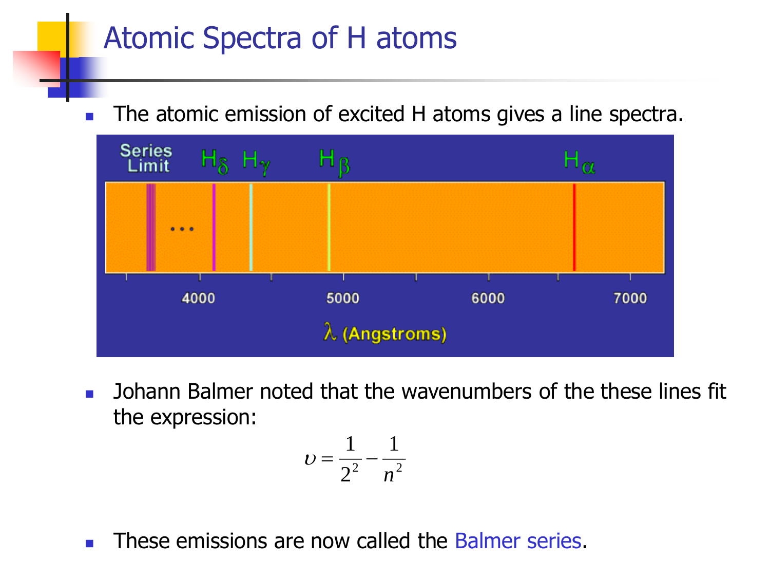# Atomic Spectra of H atoms

- The atomic emission of excited H atoms gives a line spectra.

- Johann Balmer noted that the wavenumbers of the these lines fit the expression:

$$\upsilon = \frac{1}{2^2} - \frac{1}{n^2}$$

- These emissions are now called the Balmer series.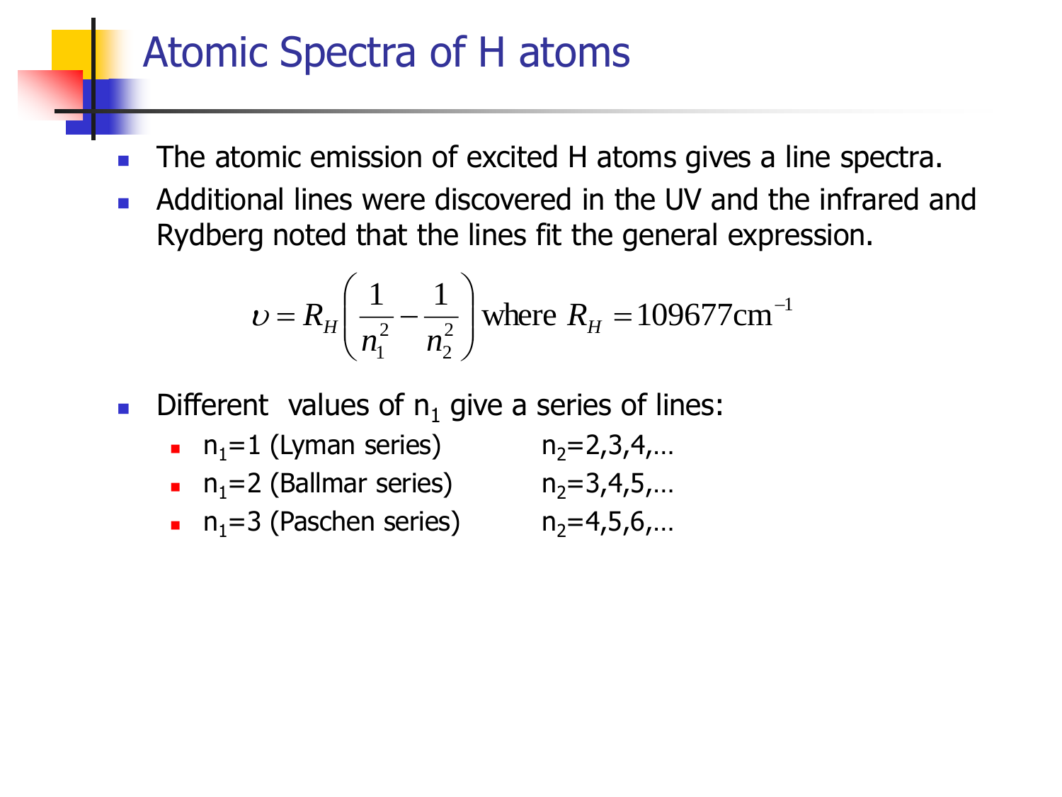# Atomic Spectra of H atoms

- The atomic emission of excited H atoms gives a line spectra.
- Additional lines were discovered in the UV and the infrared and Rydberg noted that the lines fit the general expression.

$$\upsilon = R_H\left(\frac{1}{n_1^2} - \frac{1}{n_2^2}\right) \text{where } R_H = 109677\text{cm}^{-1}$$

- Different values of $n_1$ give a series of lines:
  - $n_1$=1 (Lyman series) $n_2$=2,3,4,…
  - $n_1$=2 (Ballmar series) $n_2$=3,4,5,…
  - $n_1$=3 (Paschen series) $n_2$=4,5,6,…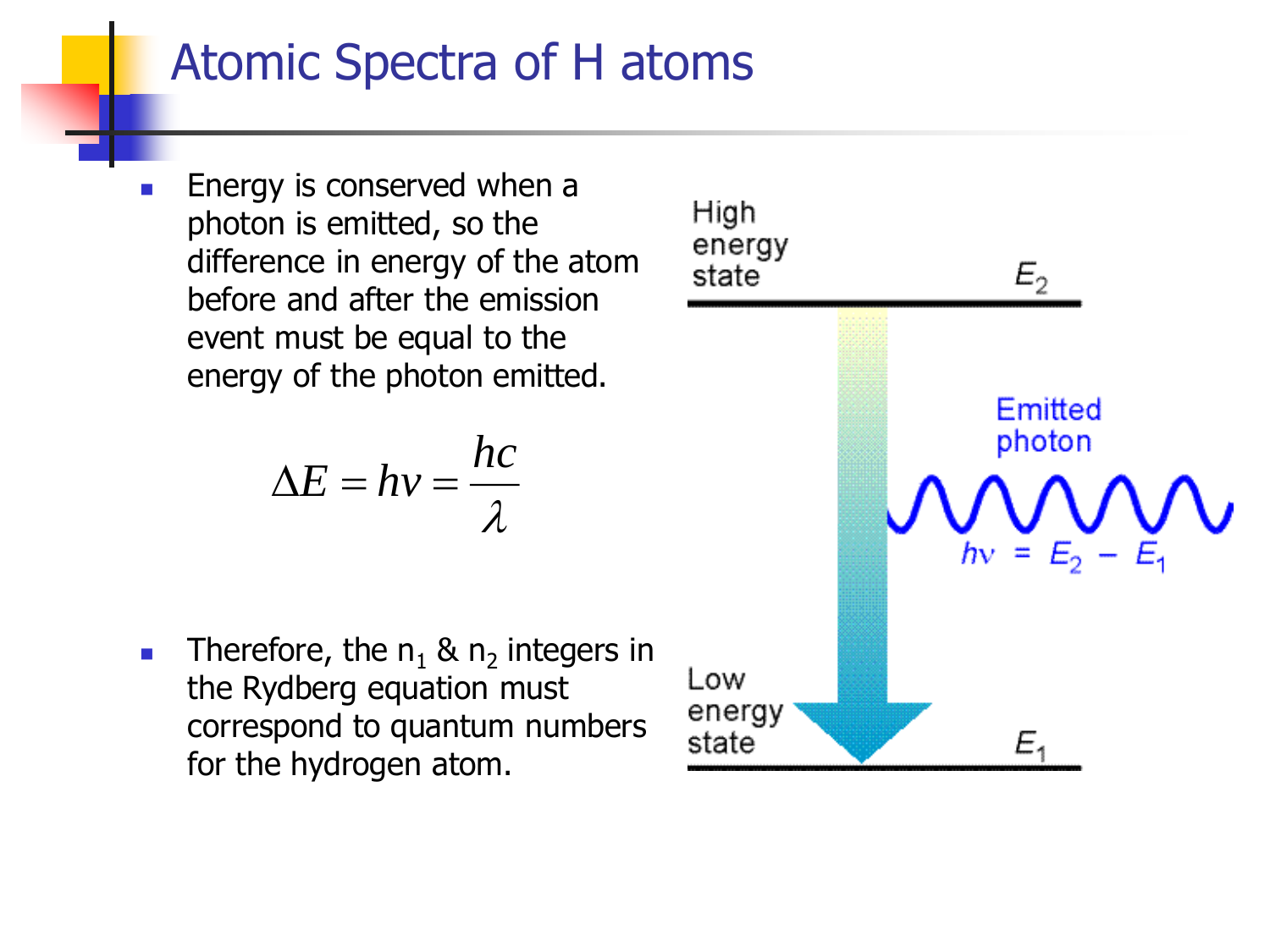# Atomic Spectra of H atoms

- Energy is conserved when a photon is emitted, so the difference in energy of the atom before and after the emission event must be equal to the energy of the photon emitted.

$$\Delta E = h\nu = \frac{hc}{\lambda}$$

- Therefore, the $n_1$ & $n_2$ integers in the Rydberg equation must correspond to quantum numbers for the hydrogen atom.

High energy state $E_2$

Emitted photon

$h\nu = E_2 - E_1$

Low energy state $E_1$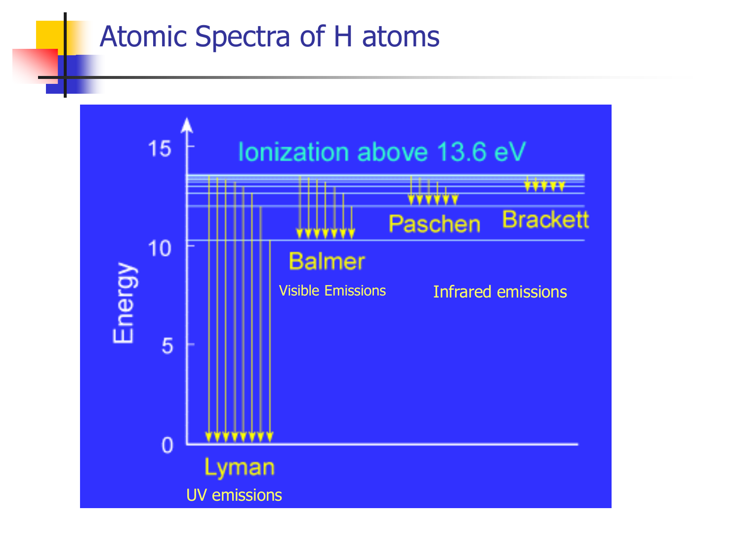# Atomic Spectra of H atoms

Ionization above 13.6 eV

Energy

15

10

5

0

Lyman

UV emissions

Balmer

Visible Emissions

Paschen

Brackett

Infrared emissions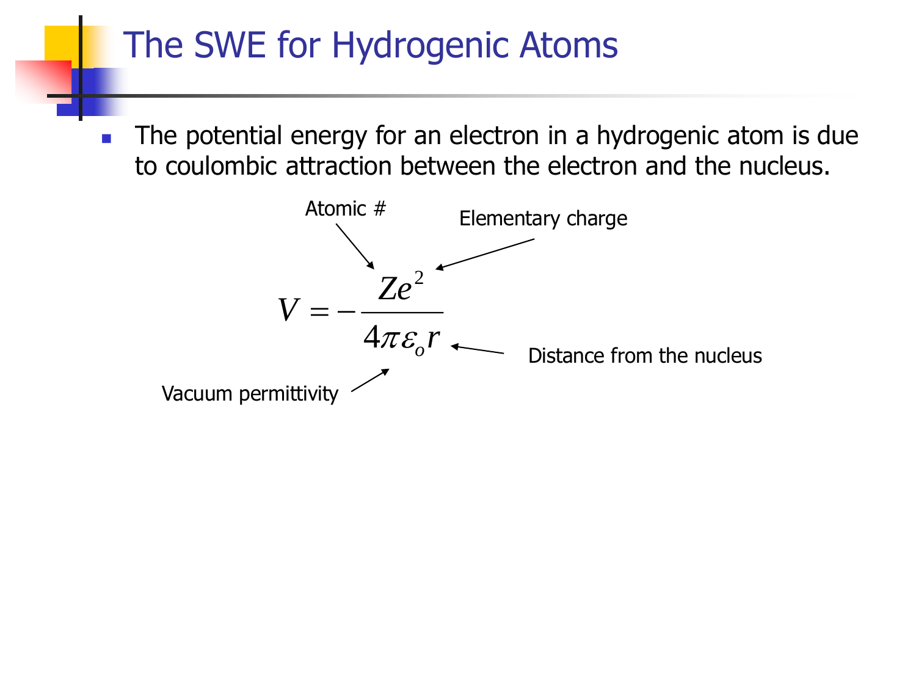# The SWE for Hydrogenic Atoms

- The potential energy for an electron in a hydrogenic atom is due to coulombic attraction between the electron and the nucleus.

$$V = -\frac{Ze^2}{4\pi\varepsilon_o r}$$

Atomic #

Elementary charge

Distance from the nucleus

Vacuum permittivity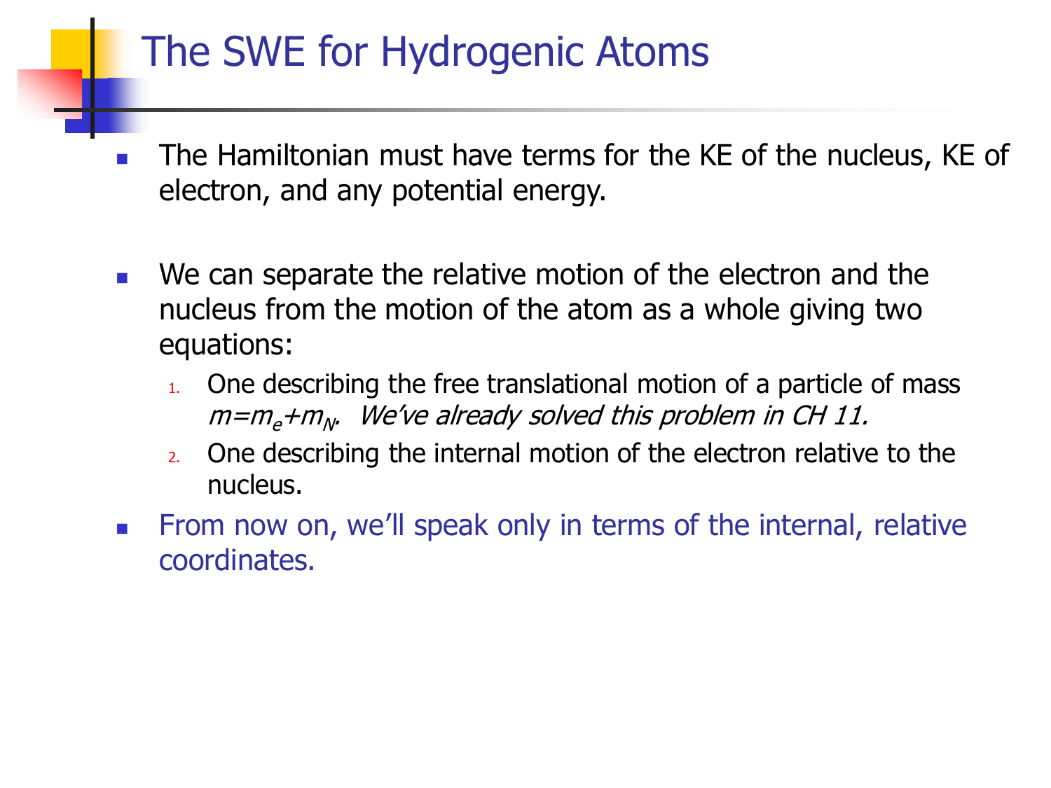# The SWE for Hydrogenic Atoms

- The Hamiltonian must have terms for the KE of the nucleus, KE of electron, and any potential energy.

- We can separate the relative motion of the electron and the nucleus from the motion of the atom as a whole giving two equations:
  1. One describing the free translational motion of a particle of mass $m=m_e+m_N$. *We've already solved this problem in CH 11.*
  2. One describing the internal motion of the electron relative to the nucleus.

- From now on, we'll speak only in terms of the internal, relative coordinates.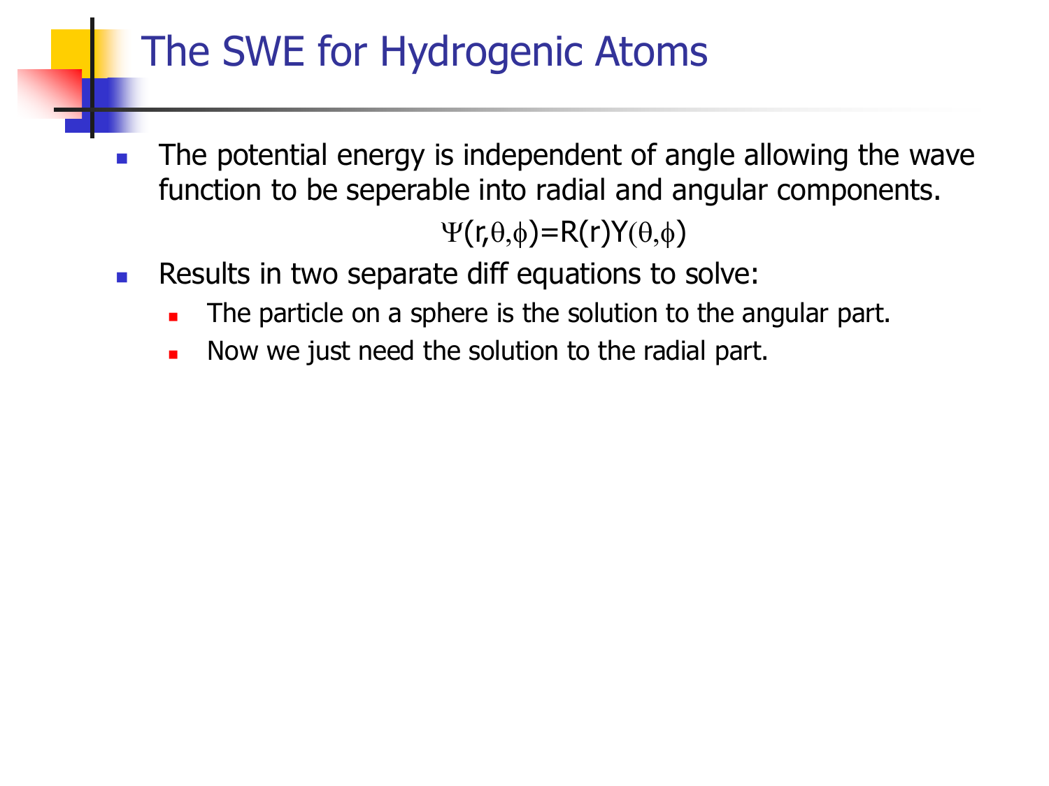# The SWE for Hydrogenic Atoms

- The potential energy is independent of angle allowing the wave function to be seperable into radial and angular components.

$$\Psi(r,\theta,\phi)=R(r)Y(\theta,\phi)$$

- Results in two separate diff equations to solve:
  - The particle on a sphere is the solution to the angular part.
  - Now we just need the solution to the radial part.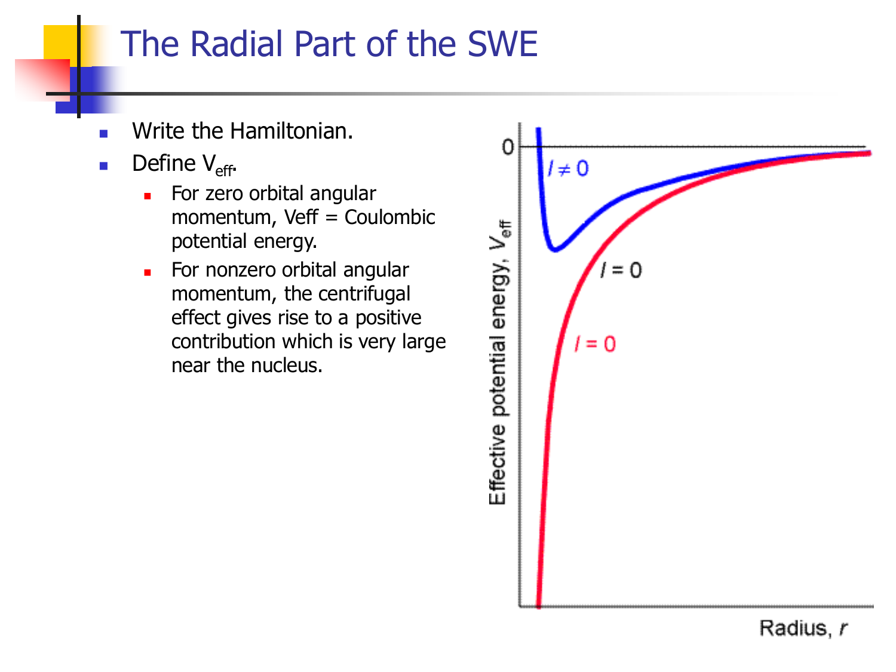# The Radial Part of the SWE

- Write the Hamiltonian.
- Define $V_{eff}$.
  - For zero orbital angular momentum, Veff = Coulombic potential energy.
  - For nonzero orbital angular momentum, the centrifugal effect gives rise to a positive contribution which is very large near the nucleus.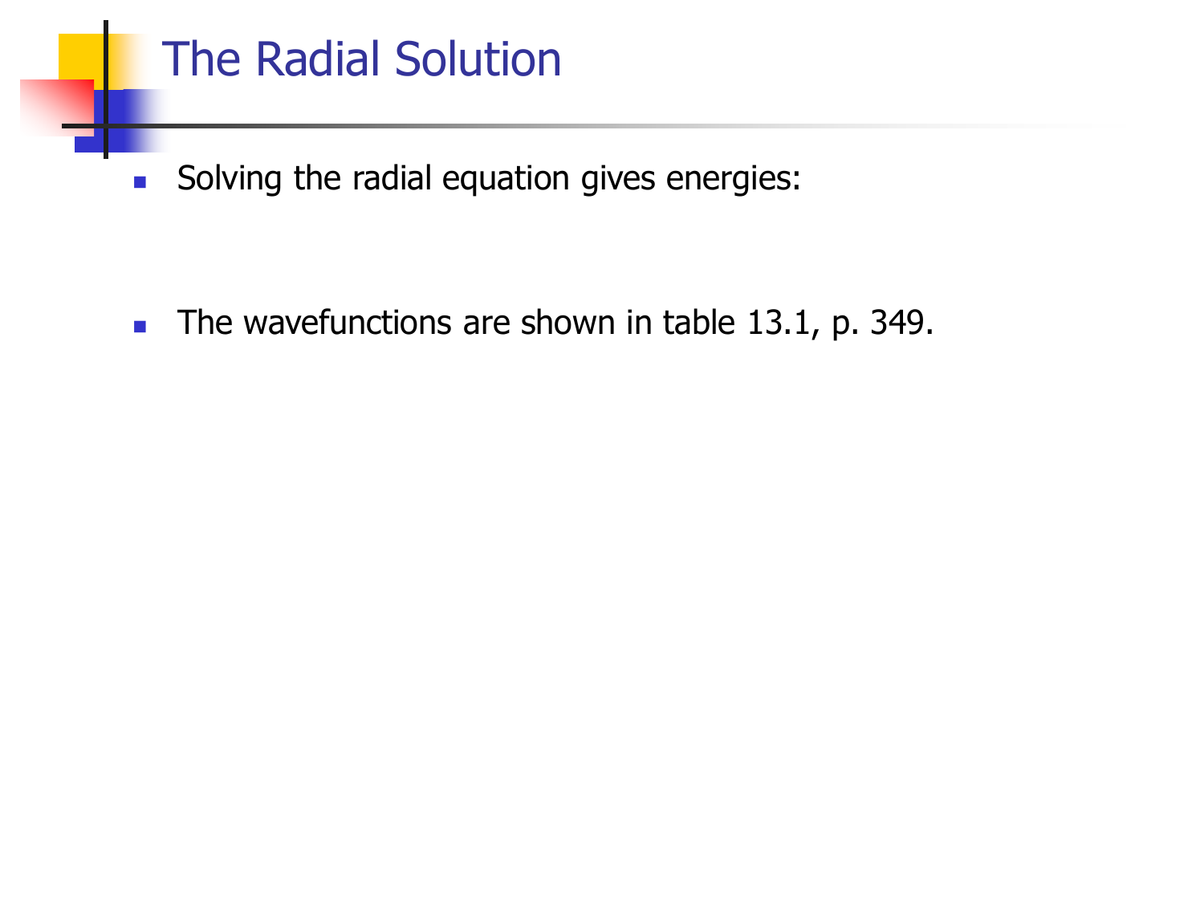# The Radial Solution

- Solving the radial equation gives energies:
- The wavefunctions are shown in table 13.1, p. 349.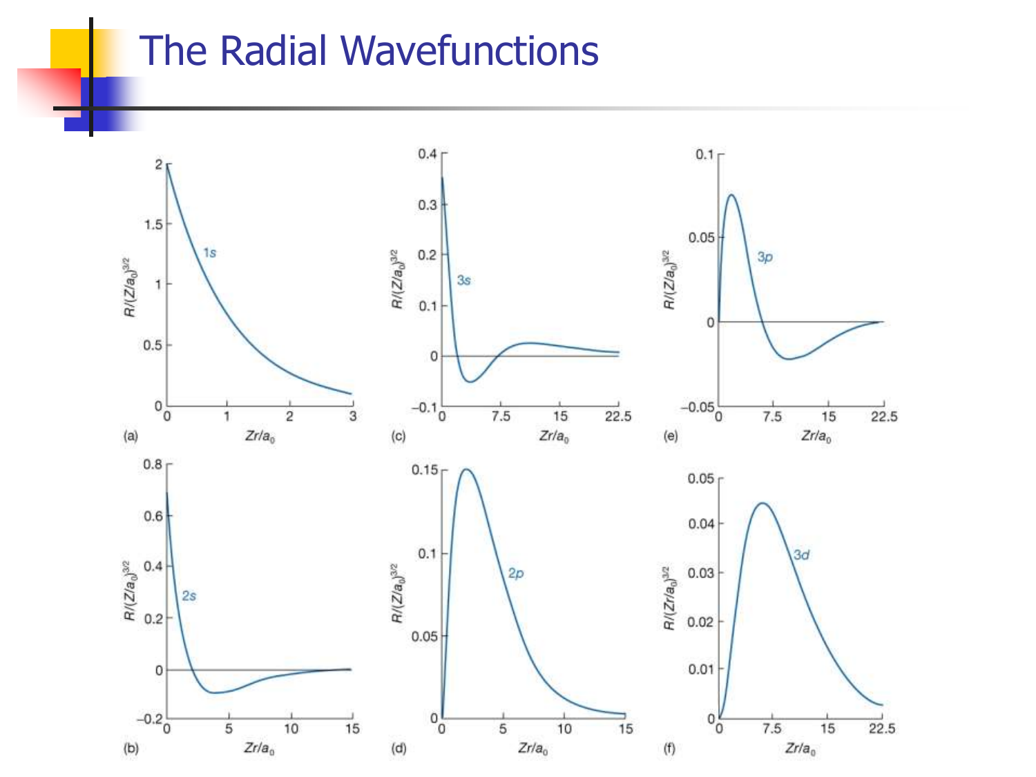# The Radial Wavefunctions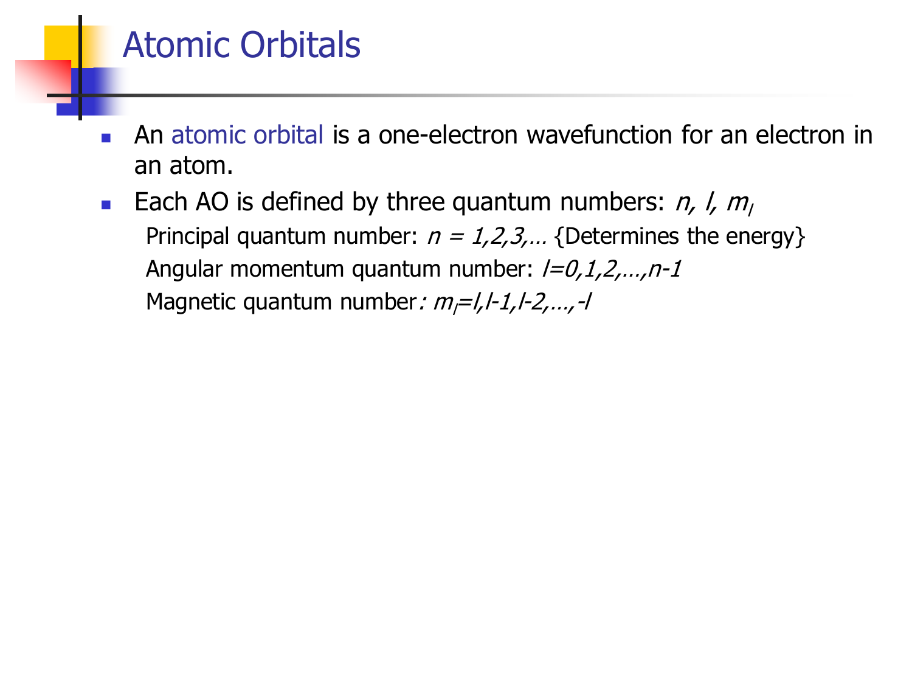# Atomic Orbitals

- An atomic orbital is a one-electron wavefunction for an electron in an atom.
- Each AO is defined by three quantum numbers: $n$, $l$, $m_l$

  Principal quantum number: $n = 1,2,3,\ldots$ {Determines the energy}

  Angular momentum quantum number: $l = 0,1,2,\ldots,n-1$

  Magnetic quantum number: $m_l = l, l-1, l-2, \ldots, -l$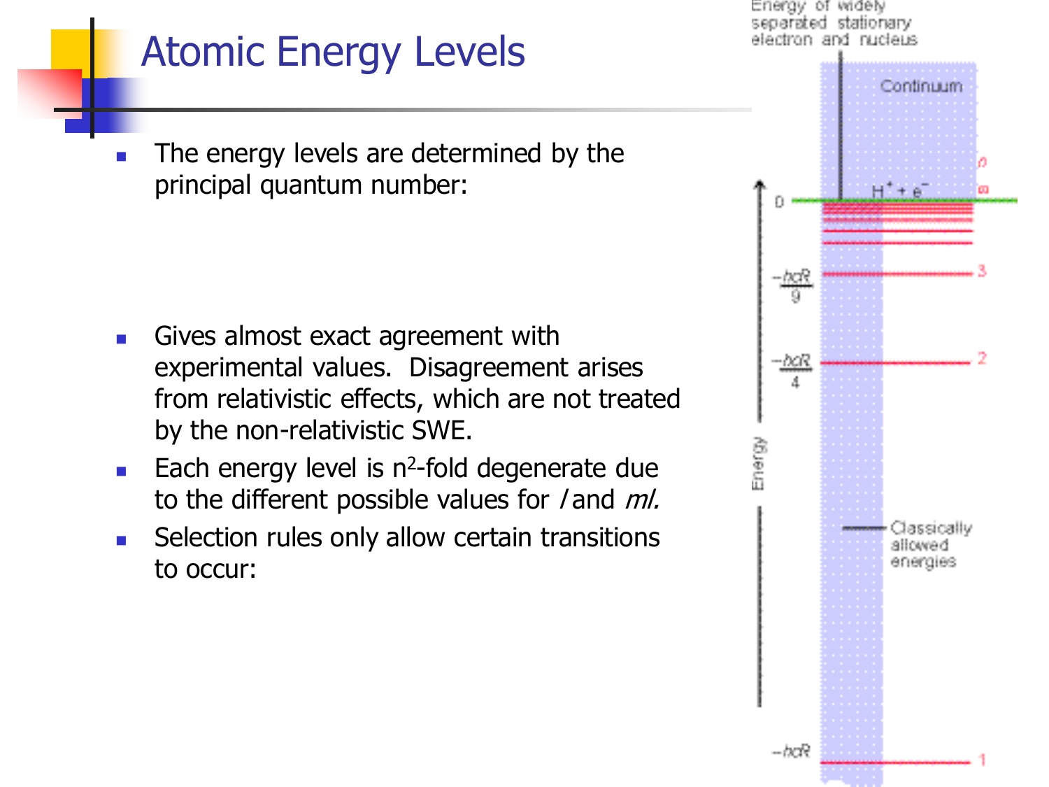# Atomic Energy Levels

- The energy levels are determined by the principal quantum number:

- Gives almost exact agreement with experimental values. Disagreement arises from relativistic effects, which are not treated by the non-relativistic SWE.
- Each energy level is $n^2$-fold degenerate due to the different possible values for *l* and *ml*.
- Selection rules only allow certain transitions to occur:

Energy of widely separated stationary electron and nucleus

Continuum

$H^+ + e^-$

$n$

$\infty$

0

$-\frac{hcR}{9}$ 3

$-\frac{hcR}{4}$ 2

$-hcR$ 1

Energy

Classically allowed energies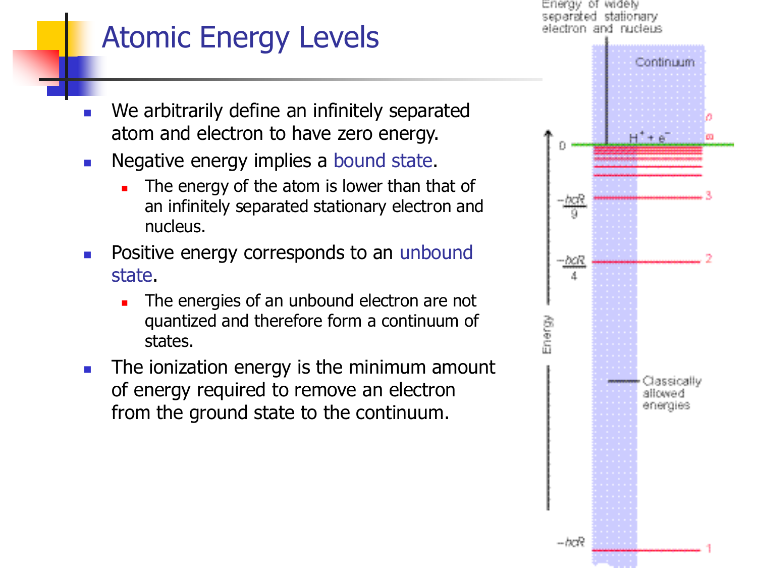# Atomic Energy Levels

- We arbitrarily define an infinitely separated atom and electron to have zero energy.
- Negative energy implies a bound state.
  - The energy of the atom is lower than that of an infinitely separated stationary electron and nucleus.
- Positive energy corresponds to an unbound state.
  - The energies of an unbound electron are not quantized and therefore form a continuum of states.
- The ionization energy is the minimum amount of energy required to remove an electron from the ground state to the continuum.

Energy of widely separated stationary electron and nucleus

Continuum

$H^+ + e^-$

0

$n$

$\infty$

$-\frac{hcR}{9}$ — 3

$-\frac{hcR}{4}$ — 2

Energy

Classically allowed energies

$-hcR$ — 1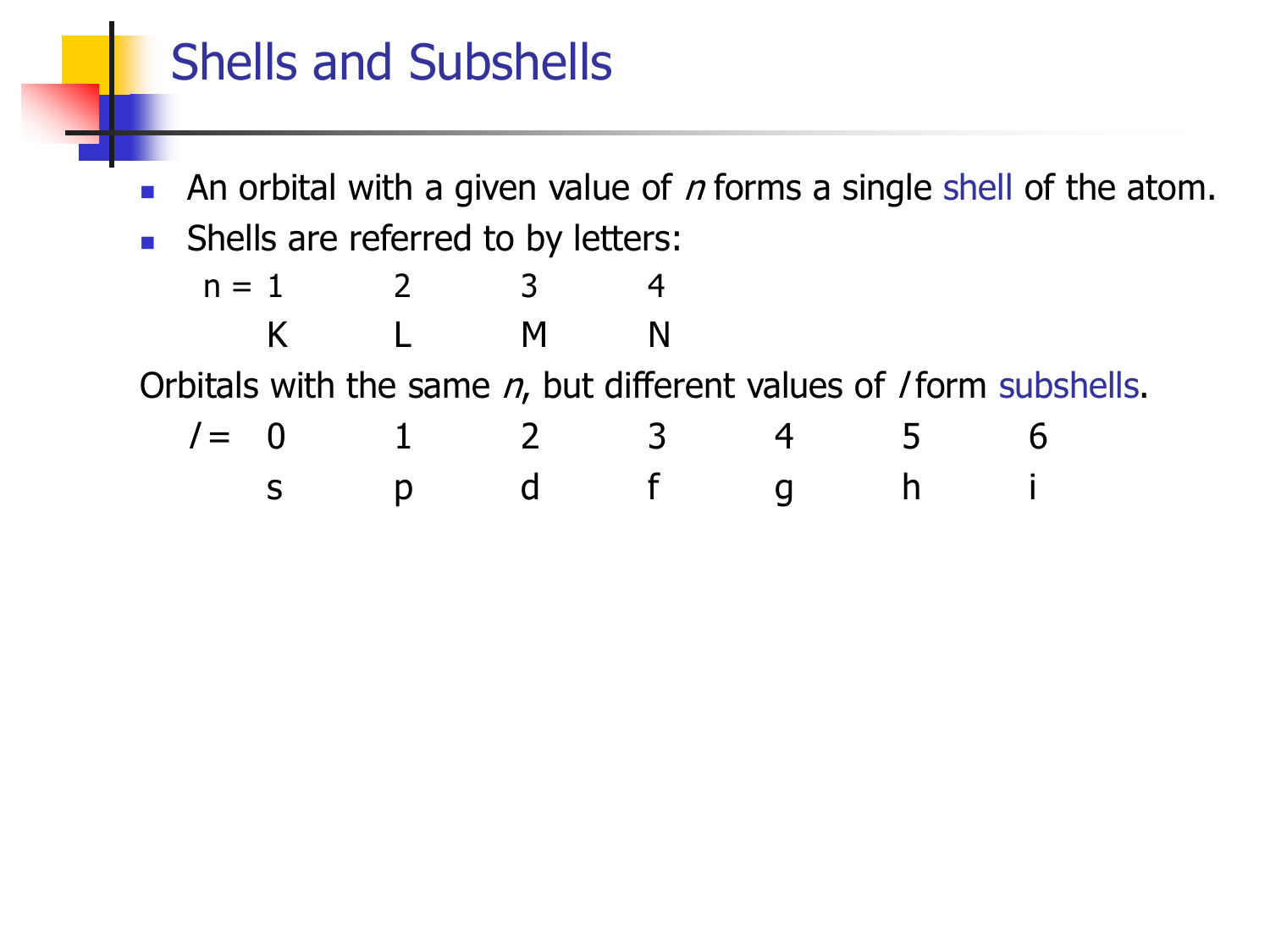# Shells and Subshells

- An orbital with a given value of $n$ forms a single shell of the atom.
- Shells are referred to by letters:

| $n =$ | 1 | 2 | 3 | 4 |
|---|---|---|---|---|
| | K | L | M | N |

Orbitals with the same $n$, but different values of $l$ form subshells.

| $l =$ | 0 | 1 | 2 | 3 | 4 | 5 | 6 |
|---|---|---|---|---|---|---|---|
| | s | p | d | f | g | h | i |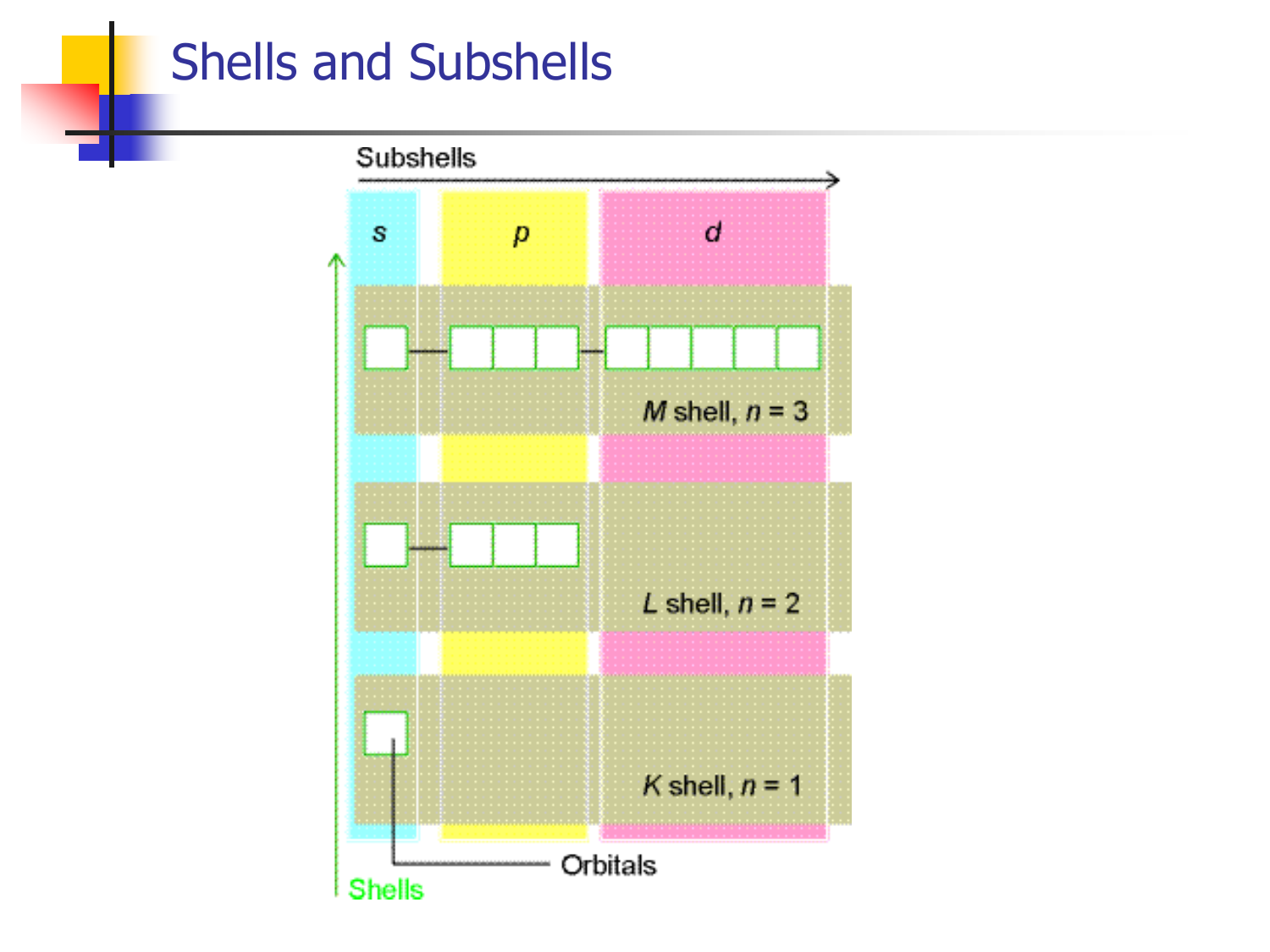# Shells and Subshells

Subshells

s p d

M shell, $n = 3$

L shell, $n = 2$

K shell, $n = 1$

Orbitals

Shells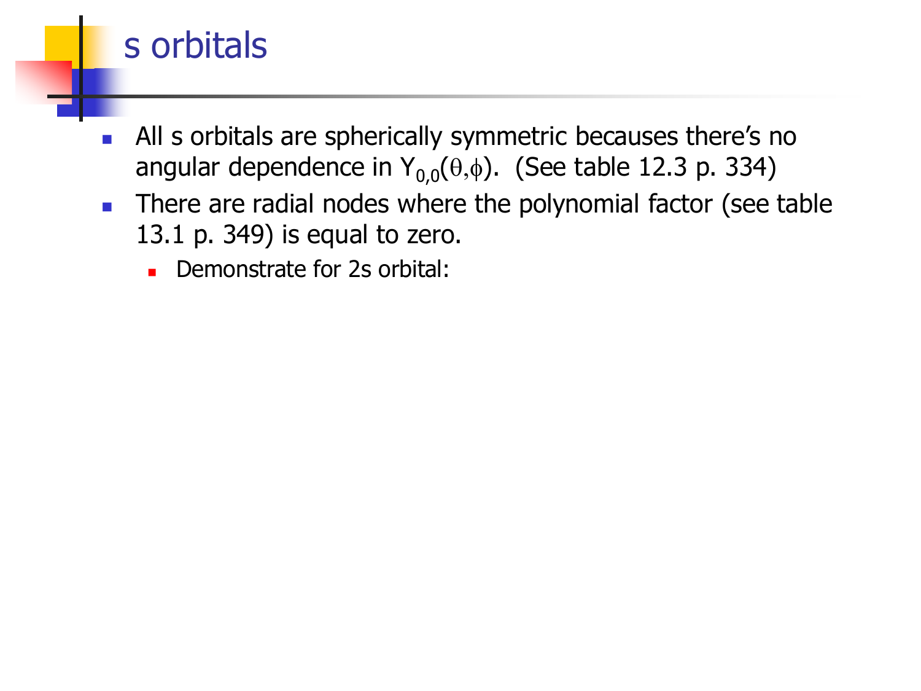# s orbitals

- All s orbitals are spherically symmetric becauses there's no angular dependence in $Y_{0,0}(\theta,\phi)$. (See table 12.3 p. 334)
- There are radial nodes where the polynomial factor (see table 13.1 p. 349) is equal to zero.
  - Demonstrate for 2s orbital: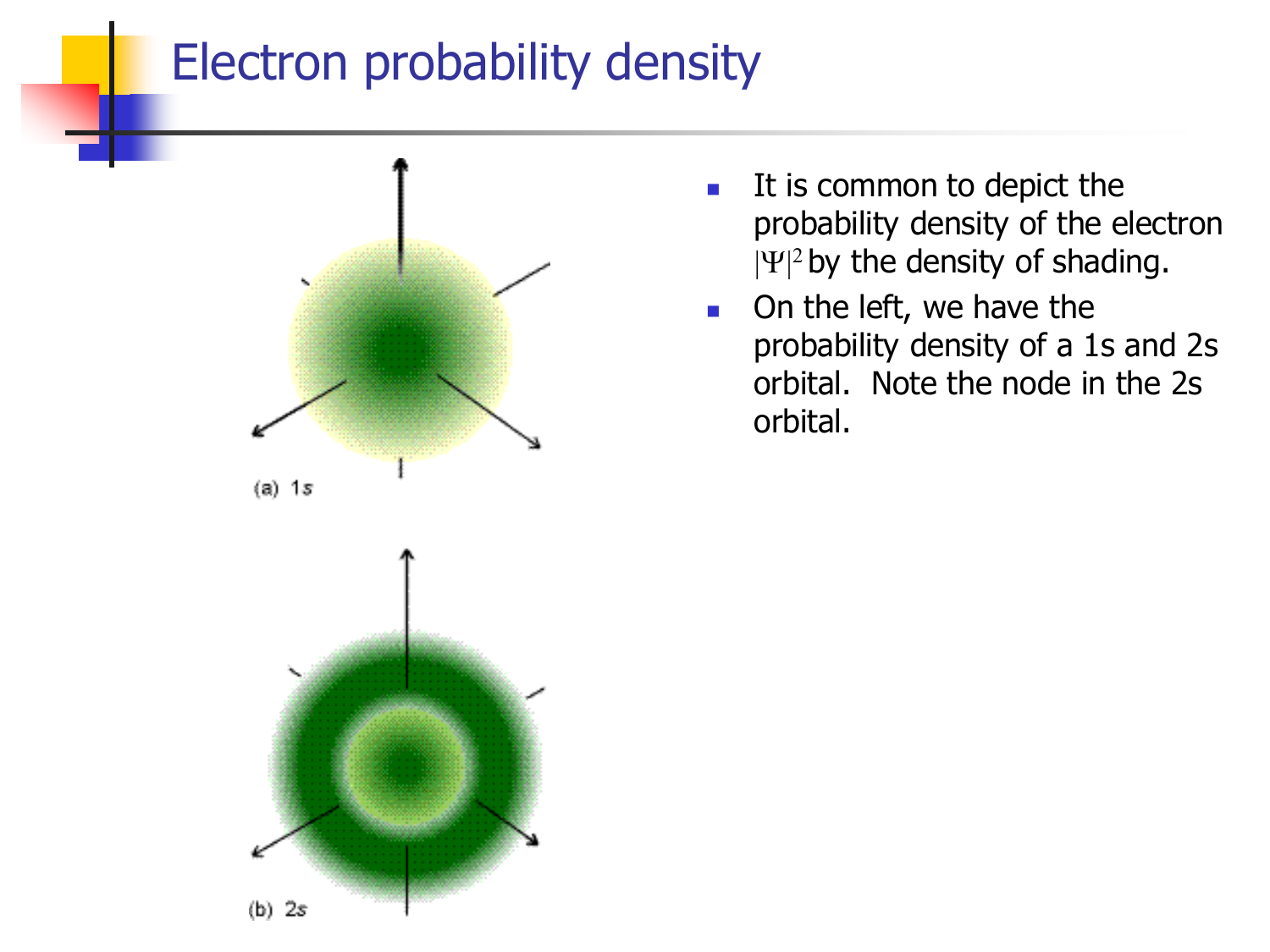# Electron probability density

(a) 1s

(b) 2s

- It is common to depict the probability density of the electron $|\Psi|^2$ by the density of shading.
- On the left, we have the probability density of a 1s and 2s orbital. Note the node in the 2s orbital.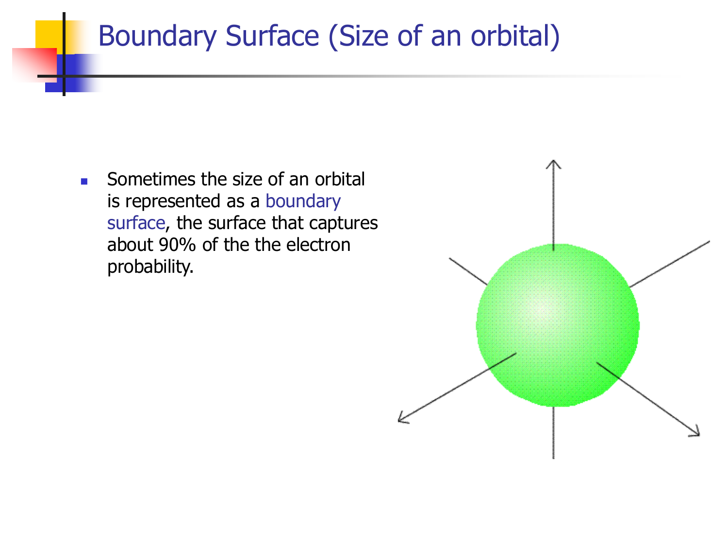# Boundary Surface (Size of an orbital)

- Sometimes the size of an orbital is represented as a boundary surface, the surface that captures about 90% of the the electron probability.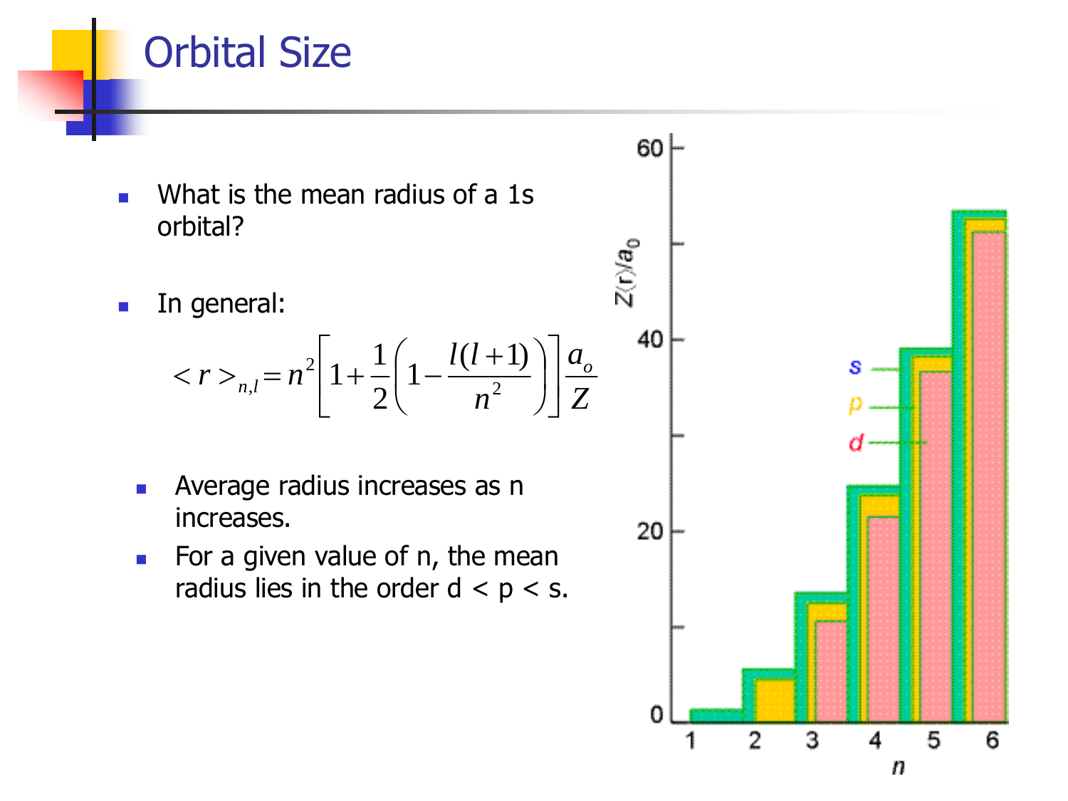# Orbital Size

- What is the mean radius of a 1s orbital?

- In general:

$$< r >_{n,l} = n^2 \left[ 1 + \frac{1}{2} \left( 1 - \frac{l(l+1)}{n^2} \right) \right] \frac{a_o}{Z}$$

  - Average radius increases as n increases.
  - For a given value of n, the mean radius lies in the order d < p < s.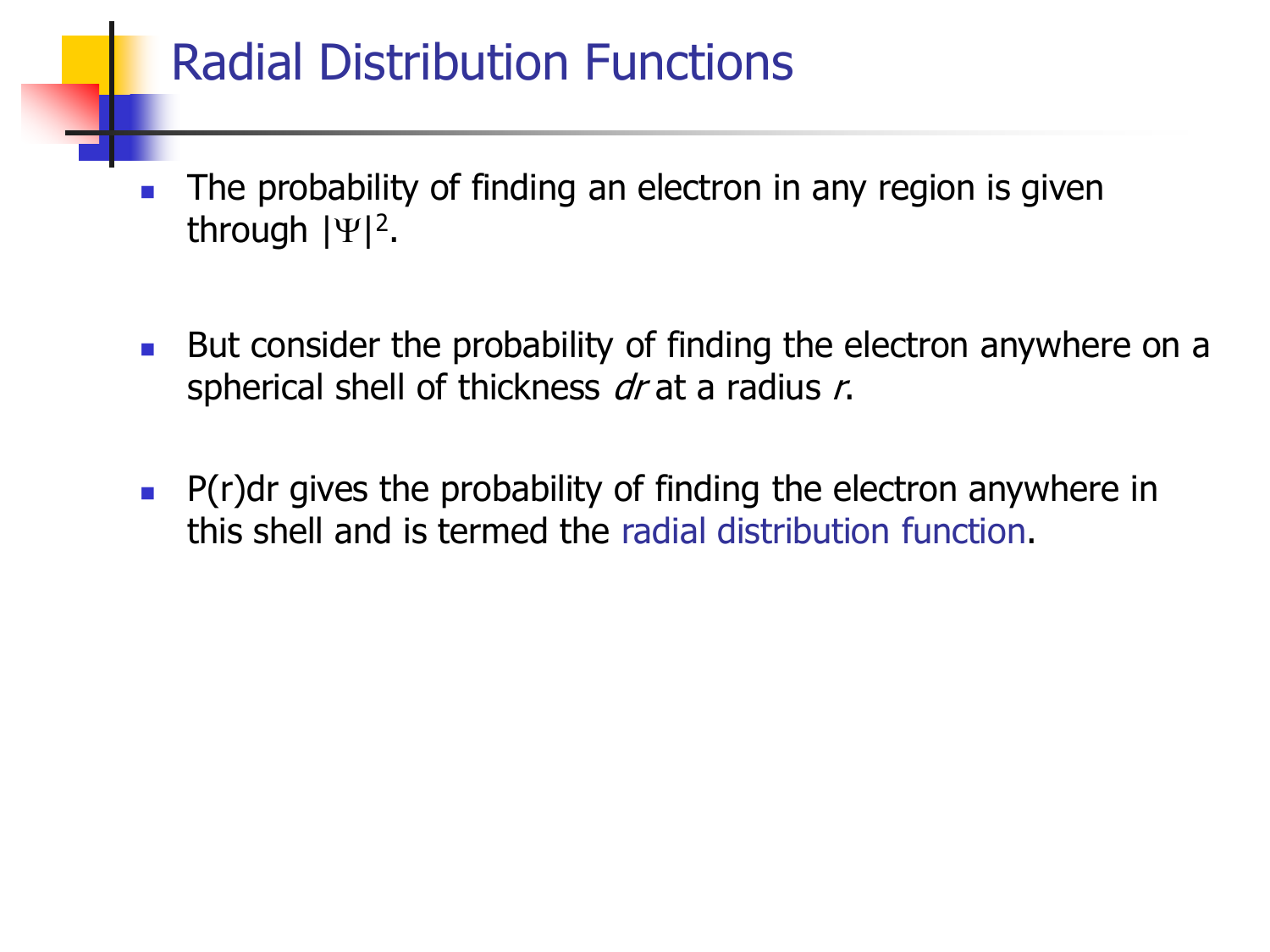# Radial Distribution Functions

- The probability of finding an electron in any region is given through $|\Psi|^2$.
- But consider the probability of finding the electron anywhere on a spherical shell of thickness *dr* at a radius *r*.
- P(r)dr gives the probability of finding the electron anywhere in this shell and is termed the radial distribution function.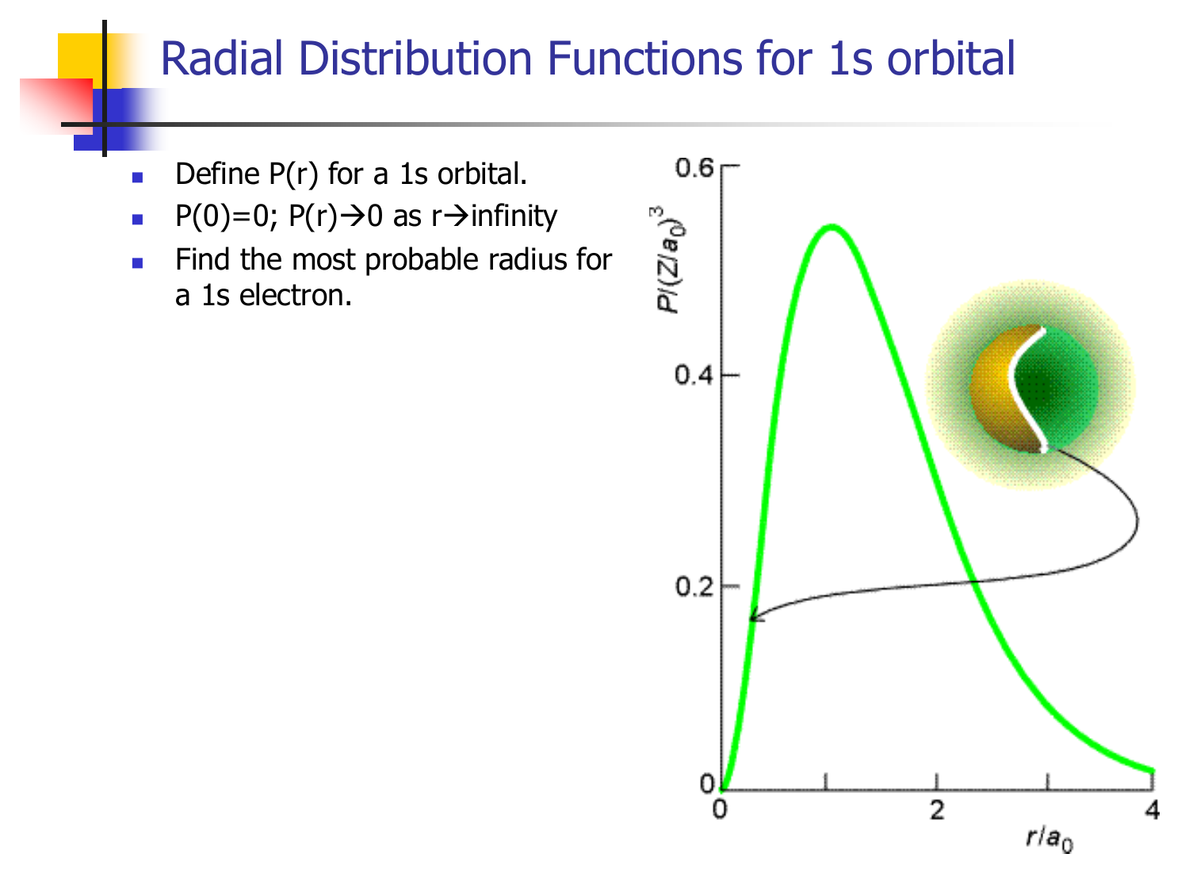# Radial Distribution Functions for 1s orbital

- Define P(r) for a 1s orbital.
- P(0)=0; P(r)→0 as r→infinity
- Find the most probable radius for a 1s electron.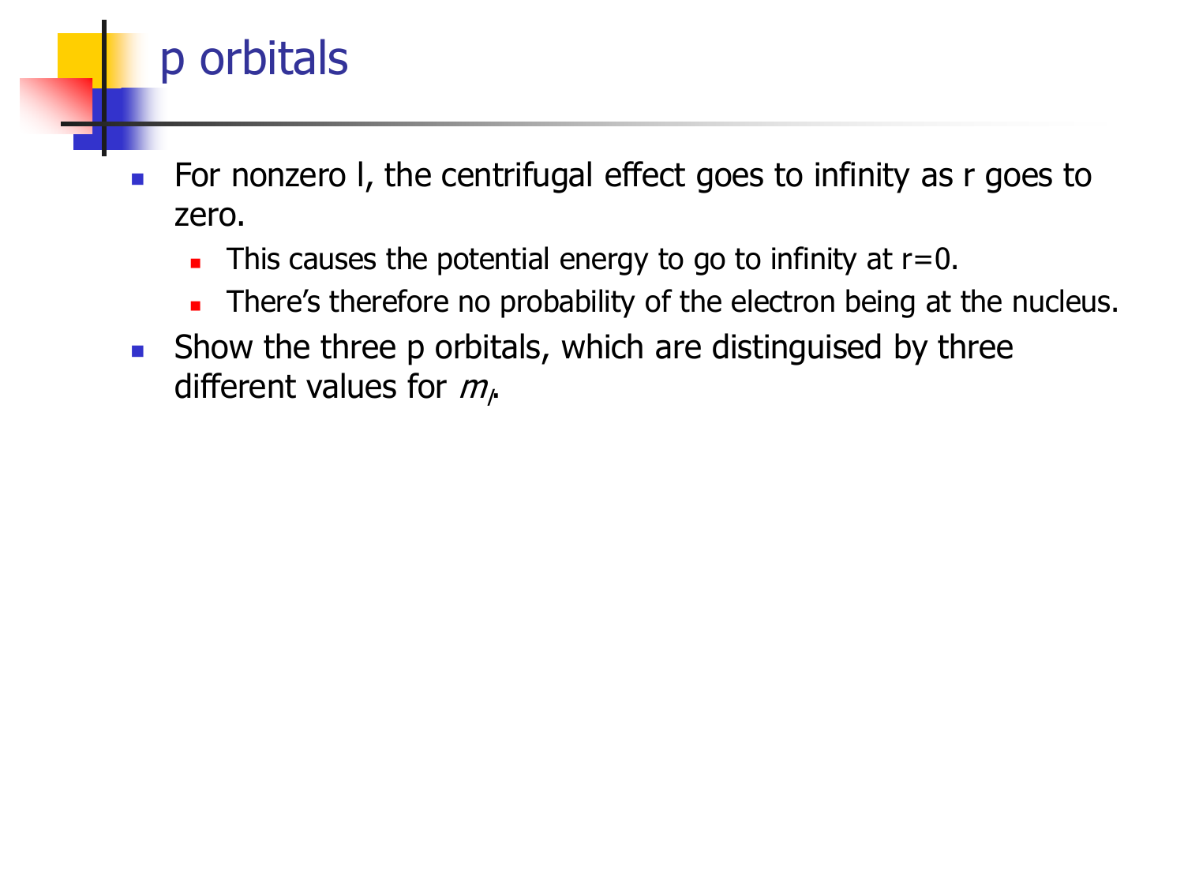# p orbitals

- For nonzero l, the centrifugal effect goes to infinity as r goes to zero.
  - This causes the potential energy to go to infinity at r=0.
  - There's therefore no probability of the electron being at the nucleus.
- Show the three p orbitals, which are distinguished by three different values for $m_l$.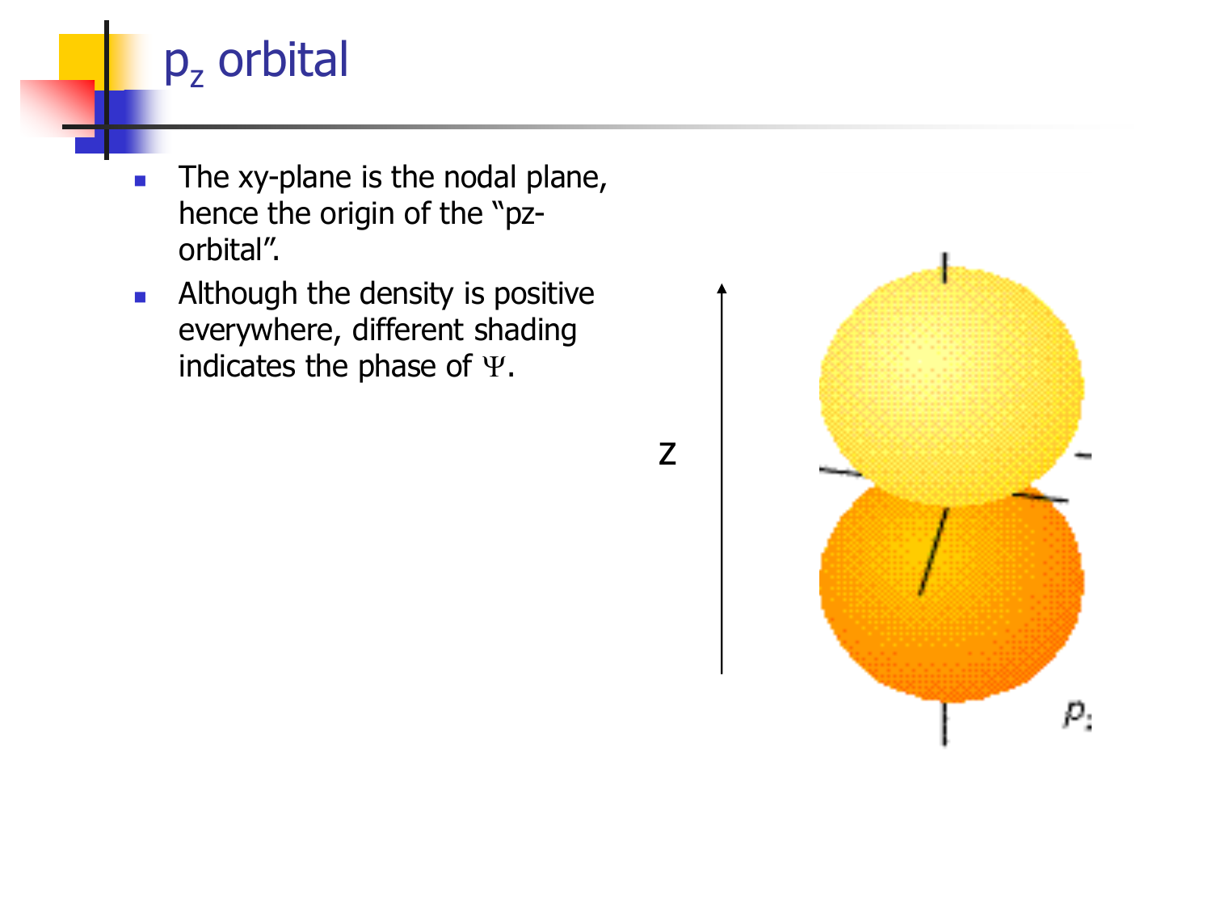# $p_z$ orbital

- The xy-plane is the nodal plane, hence the origin of the "pz-orbital".
- Although the density is positive everywhere, different shading indicates the phase of $\Psi$.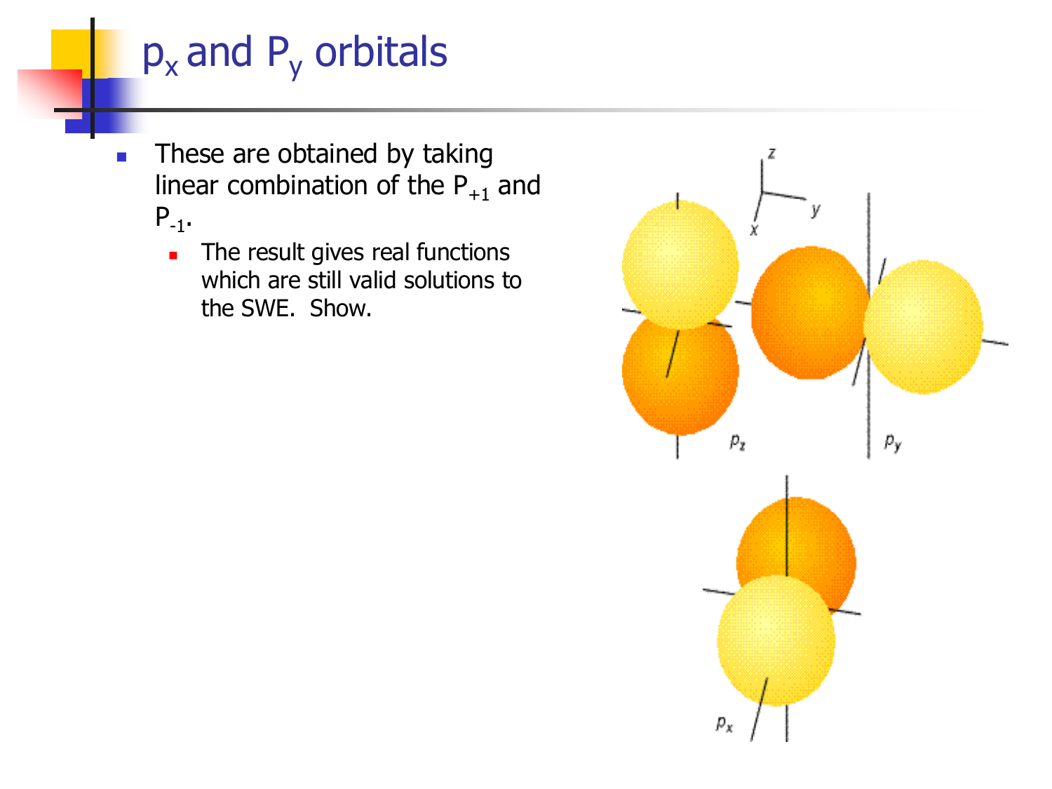# $p_x$ and $P_y$ orbitals

- These are obtained by taking linear combination of the $P_{+1}$ and $P_{-1}$.
  - The result gives real functions which are still valid solutions to the SWE. Show.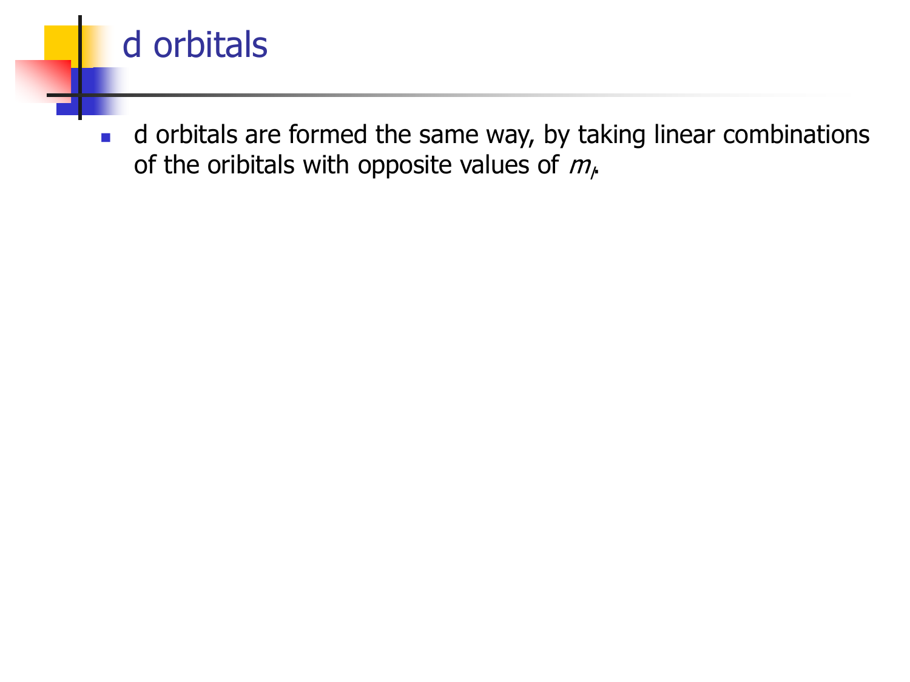# d orbitals

- d orbitals are formed the same way, by taking linear combinations of the oribitals with opposite values of $m_l$.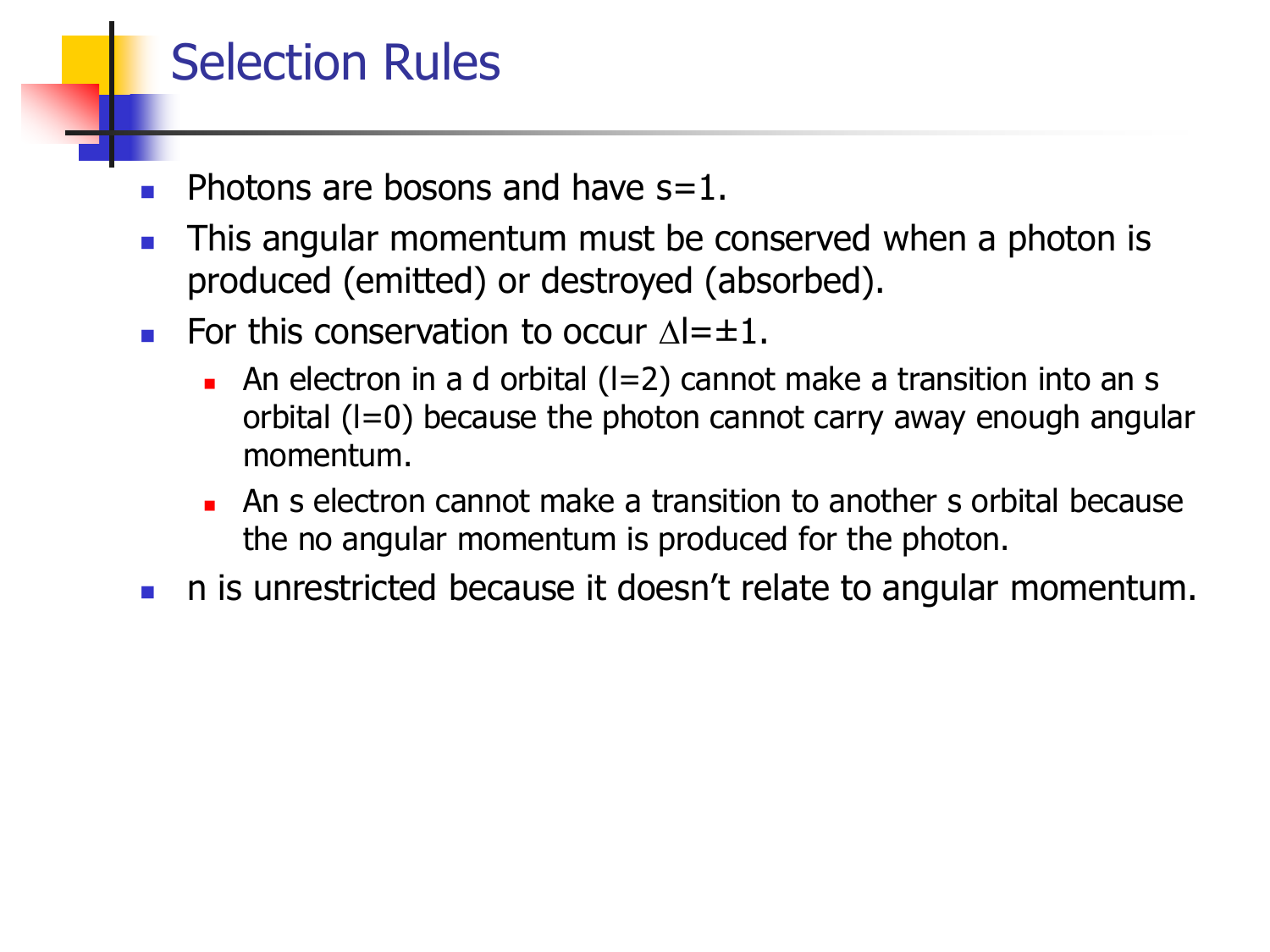# Selection Rules

- Photons are bosons and have $s=1$.
- This angular momentum must be conserved when a photon is produced (emitted) or destroyed (absorbed).
- For this conservation to occur $\Delta l=\pm 1$.
  - An electron in a d orbital ($l=2$) cannot make a transition into an s orbital ($l=0$) because the photon cannot carry away enough angular momentum.
  - An s electron cannot make a transition to another s orbital because the no angular momentum is produced for the photon.
- n is unrestricted because it doesn't relate to angular momentum.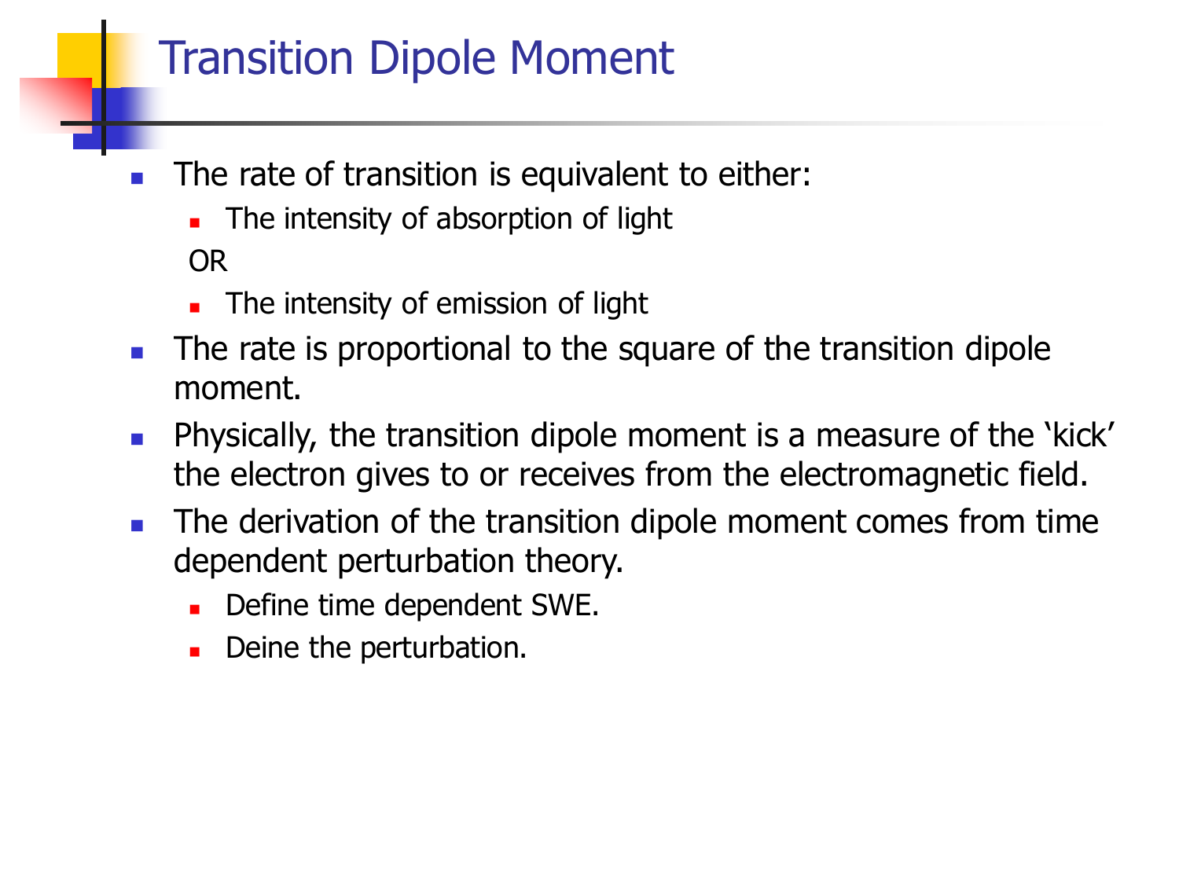# Transition Dipole Moment

- The rate of transition is equivalent to either:
  - The intensity of absorption of light

  OR

  - The intensity of emission of light
- The rate is proportional to the square of the transition dipole moment.
- Physically, the transition dipole moment is a measure of the 'kick' the electron gives to or receives from the electromagnetic field.
- The derivation of the transition dipole moment comes from time dependent perturbation theory.
  - Define time dependent SWE.
  - Deine the perturbation.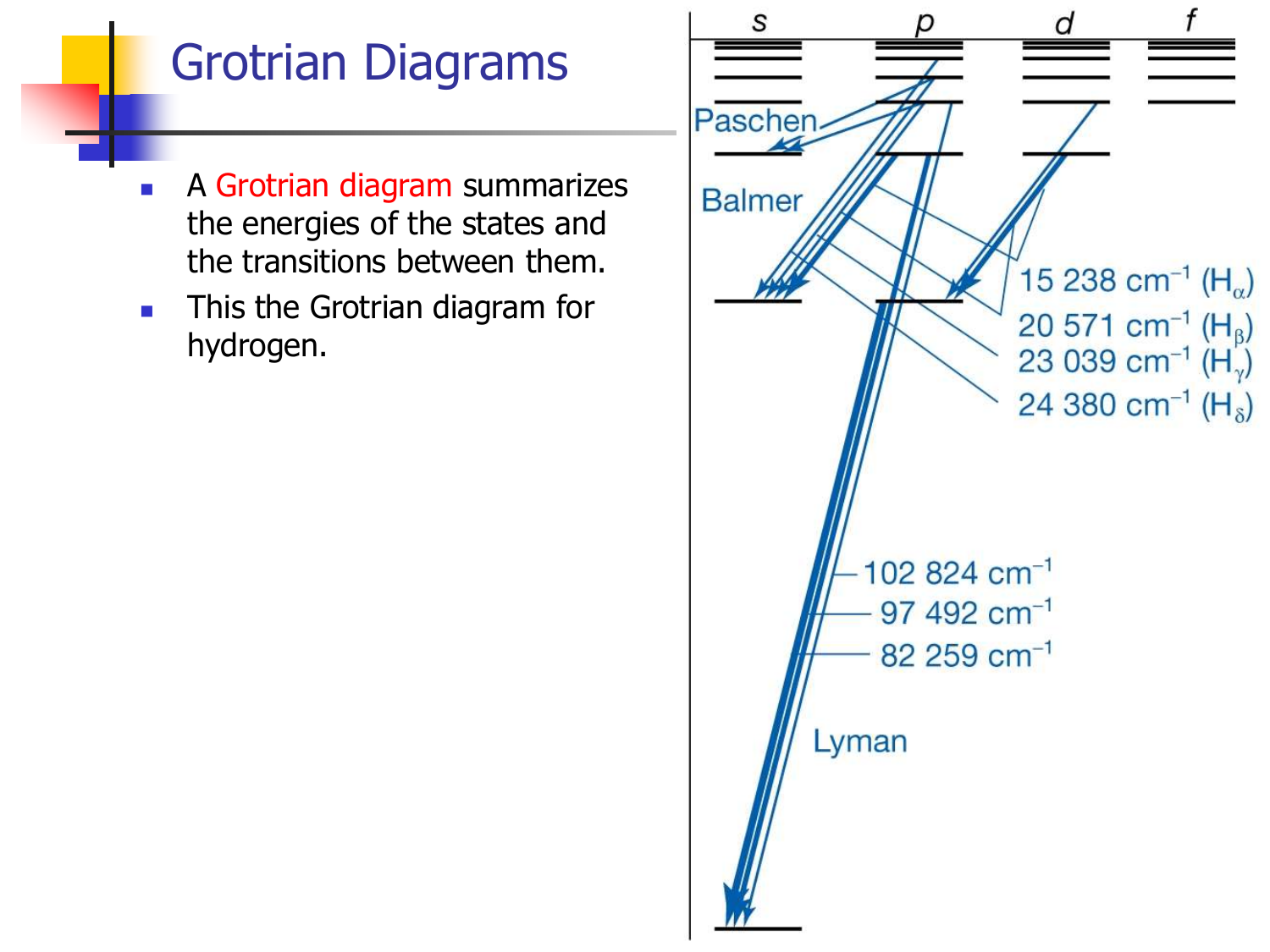# Grotrian Diagrams

- A Grotrian diagram summarizes the energies of the states and the transitions between them.
- This the Grotrian diagram for hydrogen.

s p d f

Paschen

Balmer

15 238 cm$^{-1}$ ($H_\alpha$)

20 571 cm$^{-1}$ ($H_\beta$)

23 039 cm$^{-1}$ ($H_\gamma$)

24 380 cm$^{-1}$ ($H_\delta$)

102 824 cm$^{-1}$

97 492 cm$^{-1}$

82 259 cm$^{-1}$

Lyman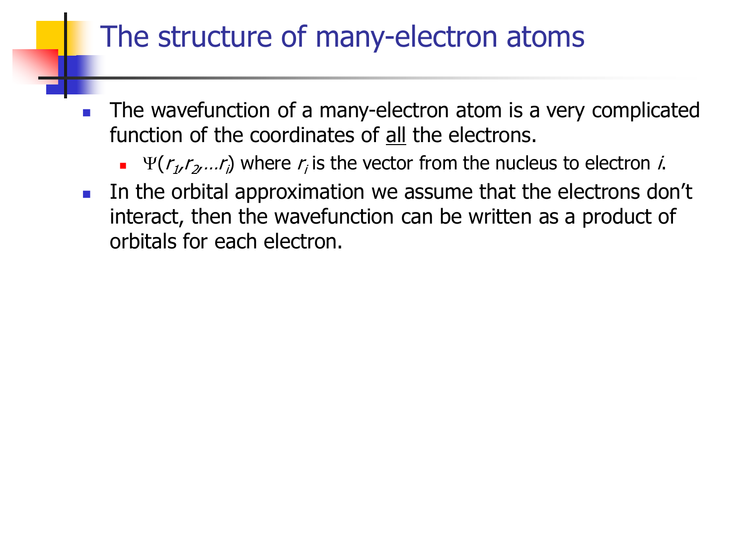# The structure of many-electron atoms

- The wavefunction of a many-electron atom is a very complicated function of the coordinates of <u>all</u> the electrons.
  - $\Psi(r_1, r_2, \ldots r_i)$ where $r_i$ is the vector from the nucleus to electron $i$.
- In the orbital approximation we assume that the electrons don't interact, then the wavefunction can be written as a product of orbitals for each electron.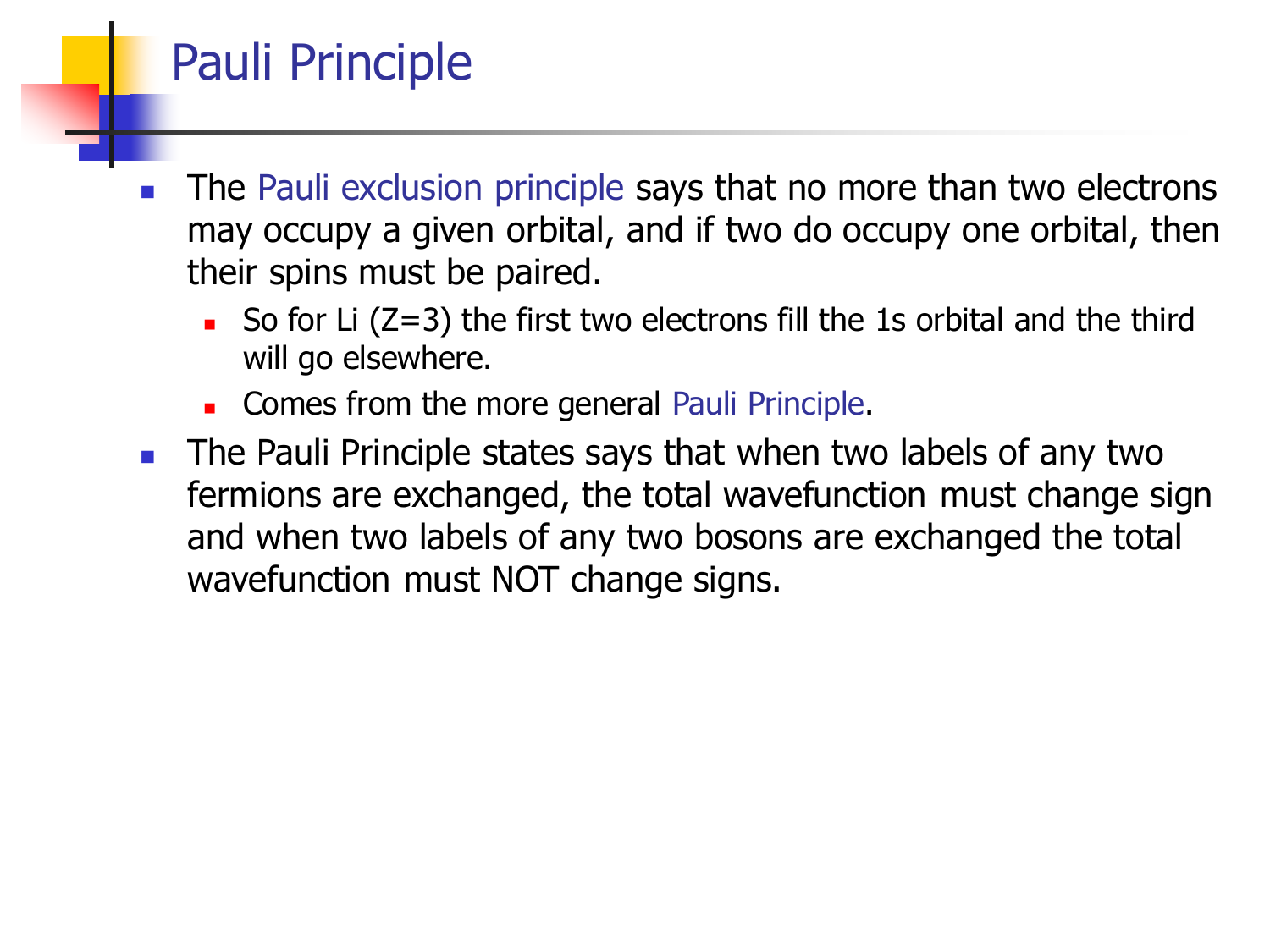# Pauli Principle

- The Pauli exclusion principle says that no more than two electrons may occupy a given orbital, and if two do occupy one orbital, then their spins must be paired.
  - So for Li (Z=3) the first two electrons fill the 1s orbital and the third will go elsewhere.
  - Comes from the more general Pauli Principle.
- The Pauli Principle states says that when two labels of any two fermions are exchanged, the total wavefunction must change sign and when two labels of any two bosons are exchanged the total wavefunction must NOT change signs.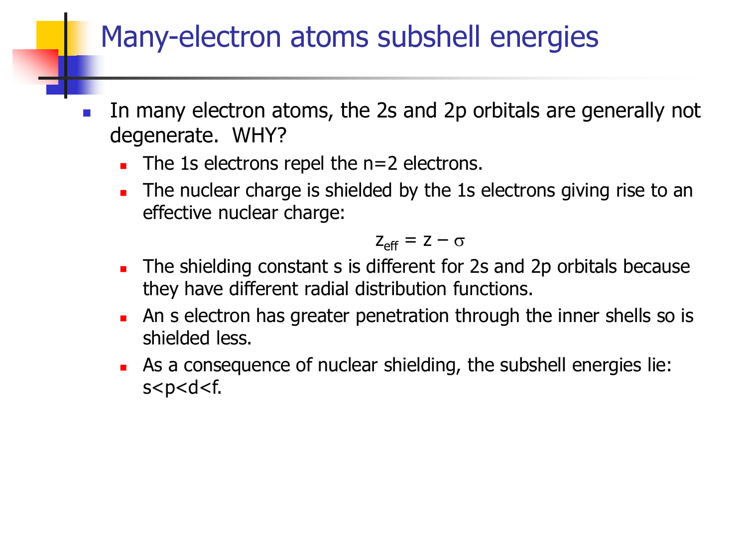# Many-electron atoms subshell energies

- In many electron atoms, the 2s and 2p orbitals are generally not degenerate. WHY?
  - The 1s electrons repel the n=2 electrons.
  - The nuclear charge is shielded by the 1s electrons giving rise to an effective nuclear charge:

$$z_{eff} = z - \sigma$$

  - The shielding constant s is different for 2s and 2p orbitals because they have different radial distribution functions.
  - An s electron has greater penetration through the inner shells so is shielded less.
  - As a consequence of nuclear shielding, the subshell energies lie: s<p<d<f.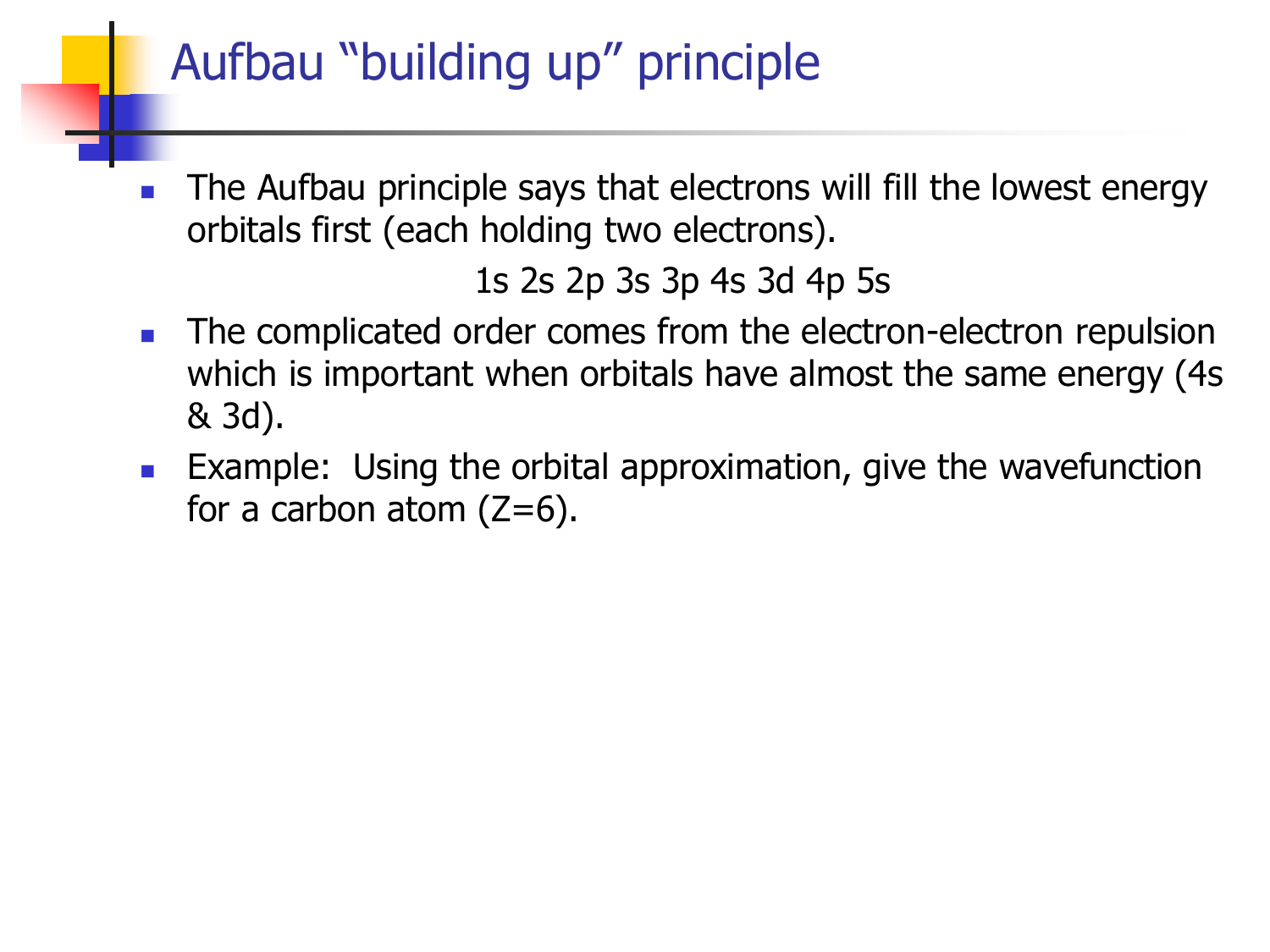# Aufbau "building up" principle

- The Aufbau principle says that electrons will fill the lowest energy orbitals first (each holding two electrons).

  1s 2s 2p 3s 3p 4s 3d 4p 5s

- The complicated order comes from the electron-electron repulsion which is important when orbitals have almost the same energy (4s & 3d).
- Example: Using the orbital approximation, give the wavefunction for a carbon atom (Z=6).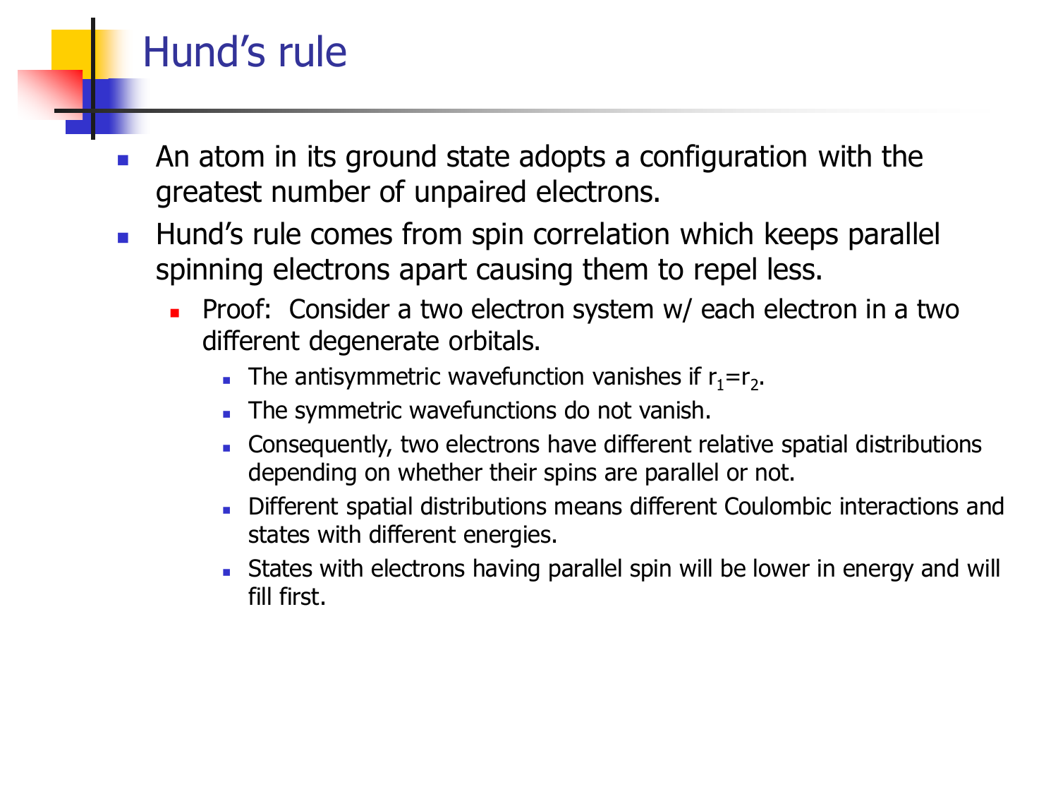# Hund's rule

- An atom in its ground state adopts a configuration with the greatest number of unpaired electrons.
- Hund's rule comes from spin correlation which keeps parallel spinning electrons apart causing them to repel less.
  - Proof: Consider a two electron system w/ each electron in a two different degenerate orbitals.
    - The antisymmetric wavefunction vanishes if $r_1=r_2$.
    - The symmetric wavefunctions do not vanish.
    - Consequently, two electrons have different relative spatial distributions depending on whether their spins are parallel or not.
    - Different spatial distributions means different Coulombic interactions and states with different energies.
    - States with electrons having parallel spin will be lower in energy and will fill first.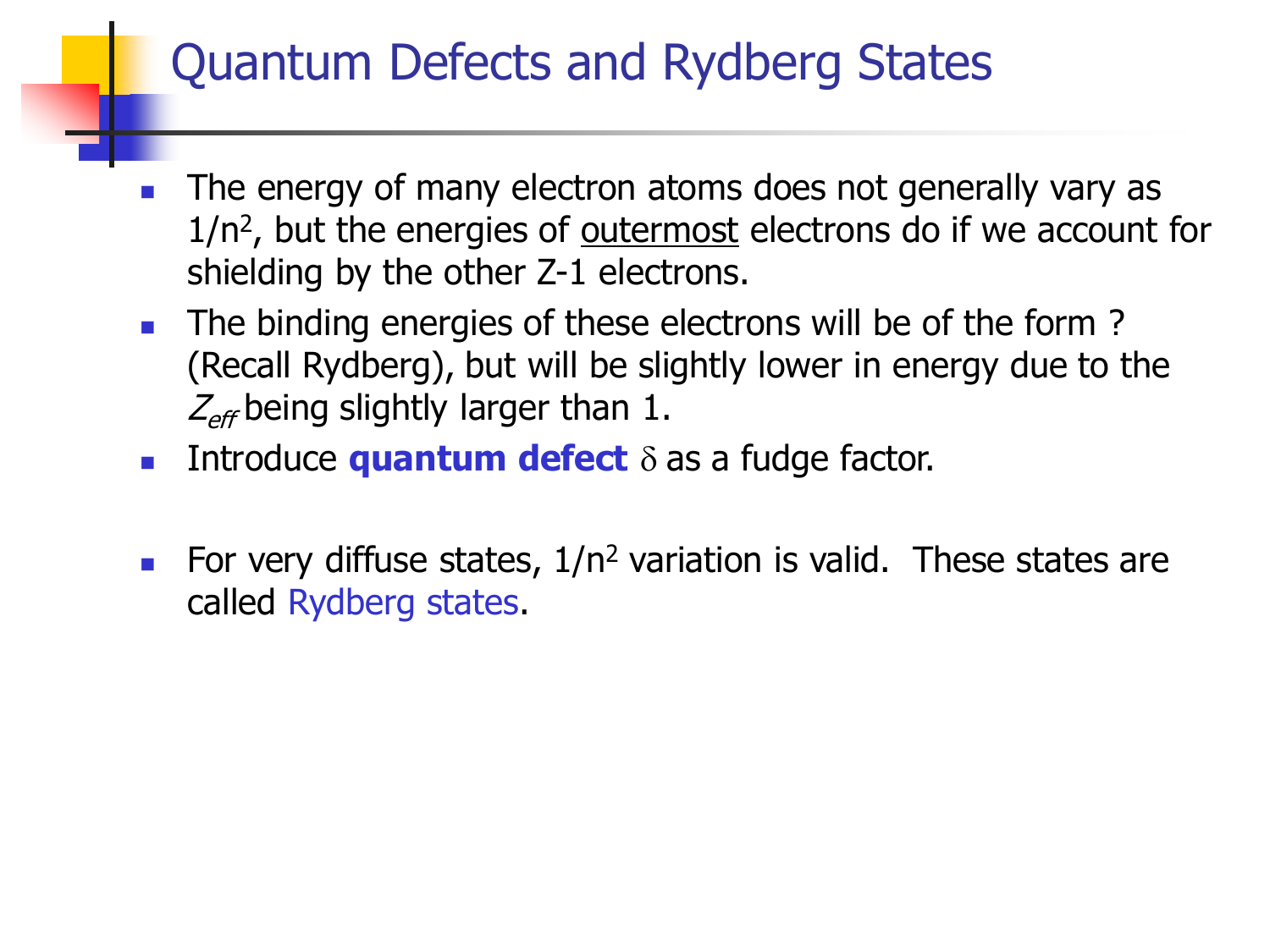# Quantum Defects and Rydberg States

- The energy of many electron atoms does not generally vary as $1/n^2$, but the energies of <u>outermost</u> electrons do if we account for shielding by the other Z-1 electrons.
- The binding energies of these electrons will be of the form ? (Recall Rydberg), but will be slightly lower in energy due to the $Z_{eff}$ being slightly larger than 1.
- Introduce **quantum defect** $\delta$ as a fudge factor.
- For very diffuse states, $1/n^2$ variation is valid. These states are called Rydberg states.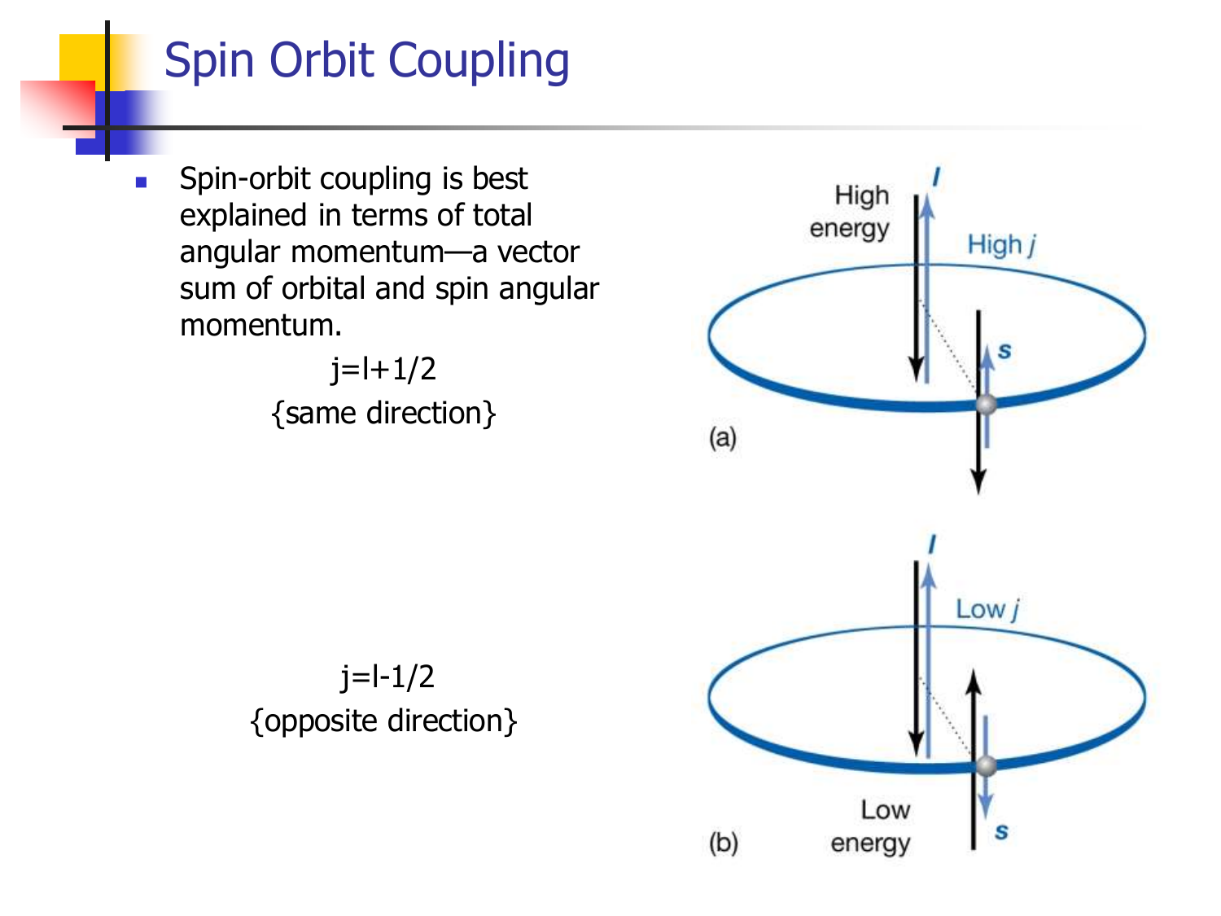# Spin Orbit Coupling

- Spin-orbit coupling is best explained in terms of total angular momentum—a vector sum of orbital and spin angular momentum.

$j=l+1/2$

{same direction}

$j=l-1/2$

{opposite direction}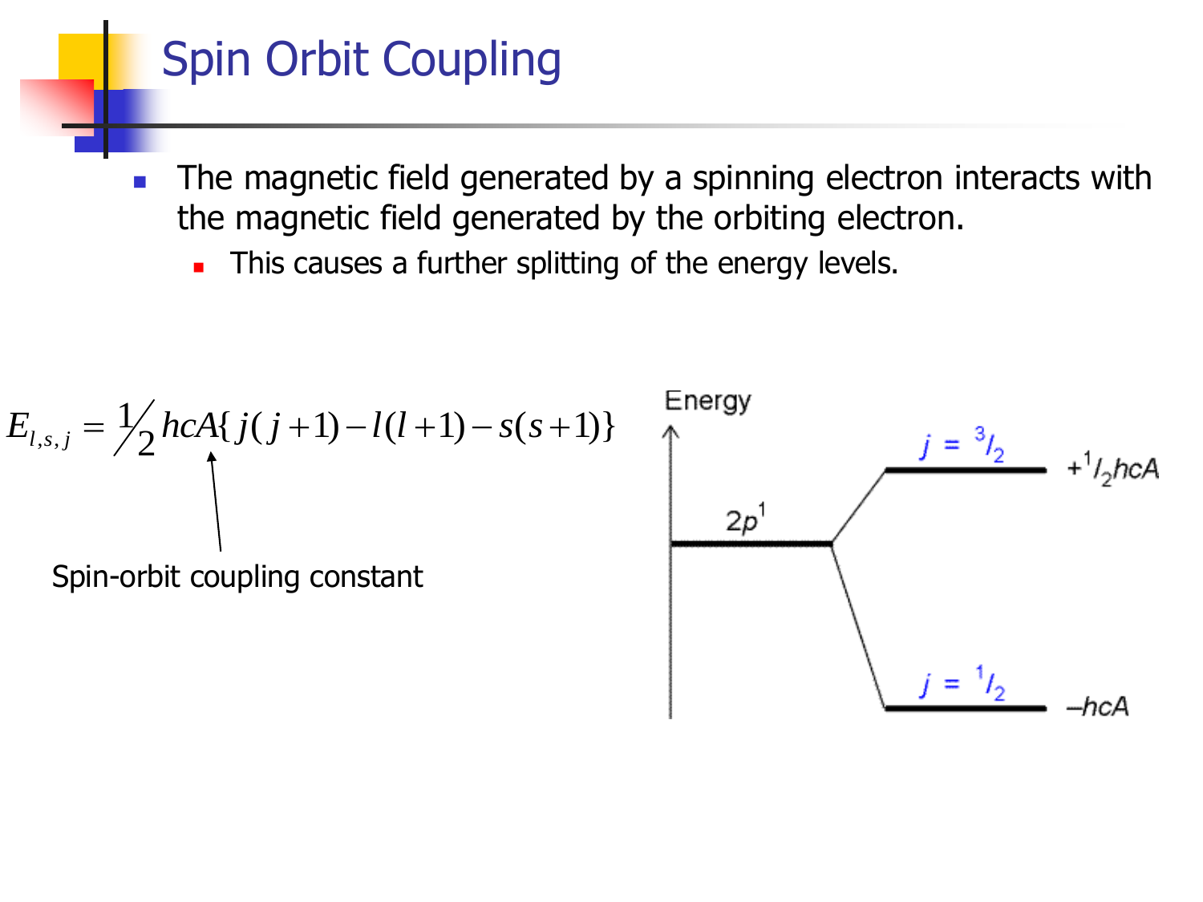# Spin Orbit Coupling

- The magnetic field generated by a spinning electron interacts with the magnetic field generated by the orbiting electron.
  - This causes a further splitting of the energy levels.

$$E_{l,s,j} = \frac{1}{2} hcA\{j(j+1) - l(l+1) - s(s+1)\}$$

Spin-orbit coupling constant

Energy

$2p^1$

$j = 3/2$ $+\frac{1}{2}hcA$

$j = 1/2$ $-hcA$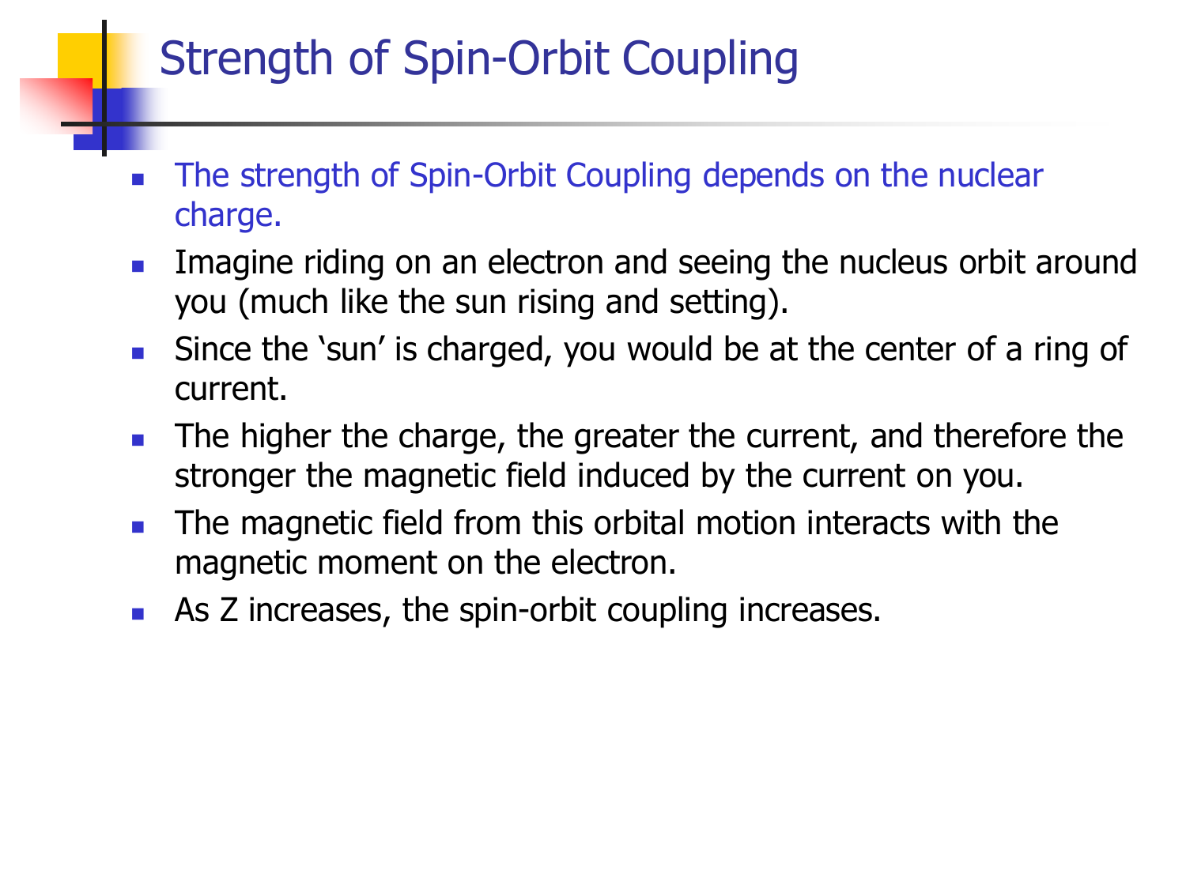# Strength of Spin-Orbit Coupling

- The strength of Spin-Orbit Coupling depends on the nuclear charge.
- Imagine riding on an electron and seeing the nucleus orbit around you (much like the sun rising and setting).
- Since the 'sun' is charged, you would be at the center of a ring of current.
- The higher the charge, the greater the current, and therefore the stronger the magnetic field induced by the current on you.
- The magnetic field from this orbital motion interacts with the magnetic moment on the electron.
- As Z increases, the spin-orbit coupling increases.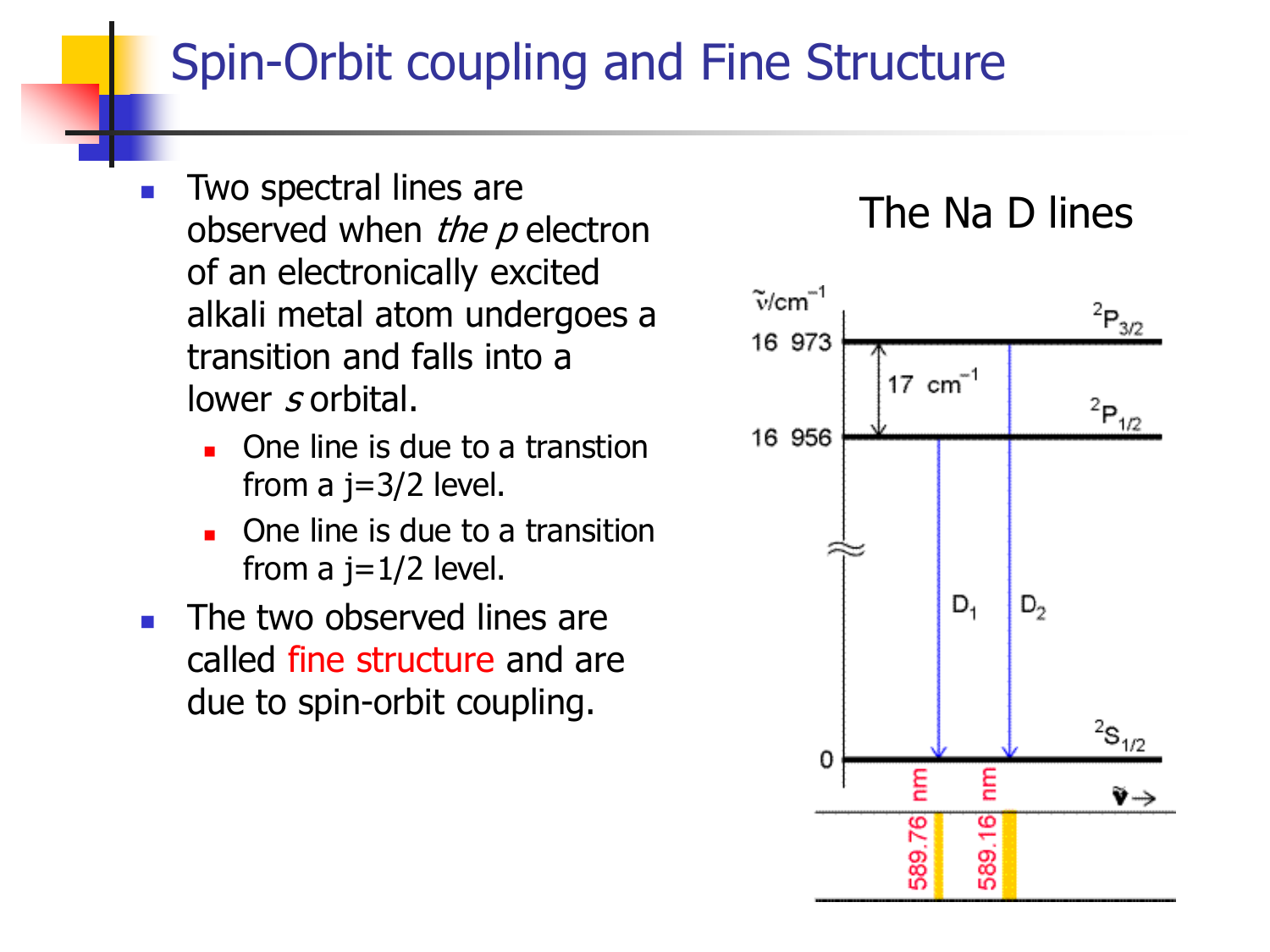# Spin-Orbit coupling and Fine Structure

- Two spectral lines are observed when *the p* electron of an electronically excited alkali metal atom undergoes a transition and falls into a lower *s* orbital.
  - One line is due to a transtion from a j=3/2 level.
  - One line is due to a transition from a j=1/2 level.
- The two observed lines are called fine structure and are due to spin-orbit coupling.

The Na D lines

$\tilde{\nu}$/cm$^{-1}$

16 973 — $^2P_{3/2}$

17 cm$^{-1}$

16 956 — $^2P_{1/2}$

$D_1$ $D_2$

0 — $^2S_{1/2}$

589.76 nm 589.16 nm

$\tilde{\nu} \rightarrow$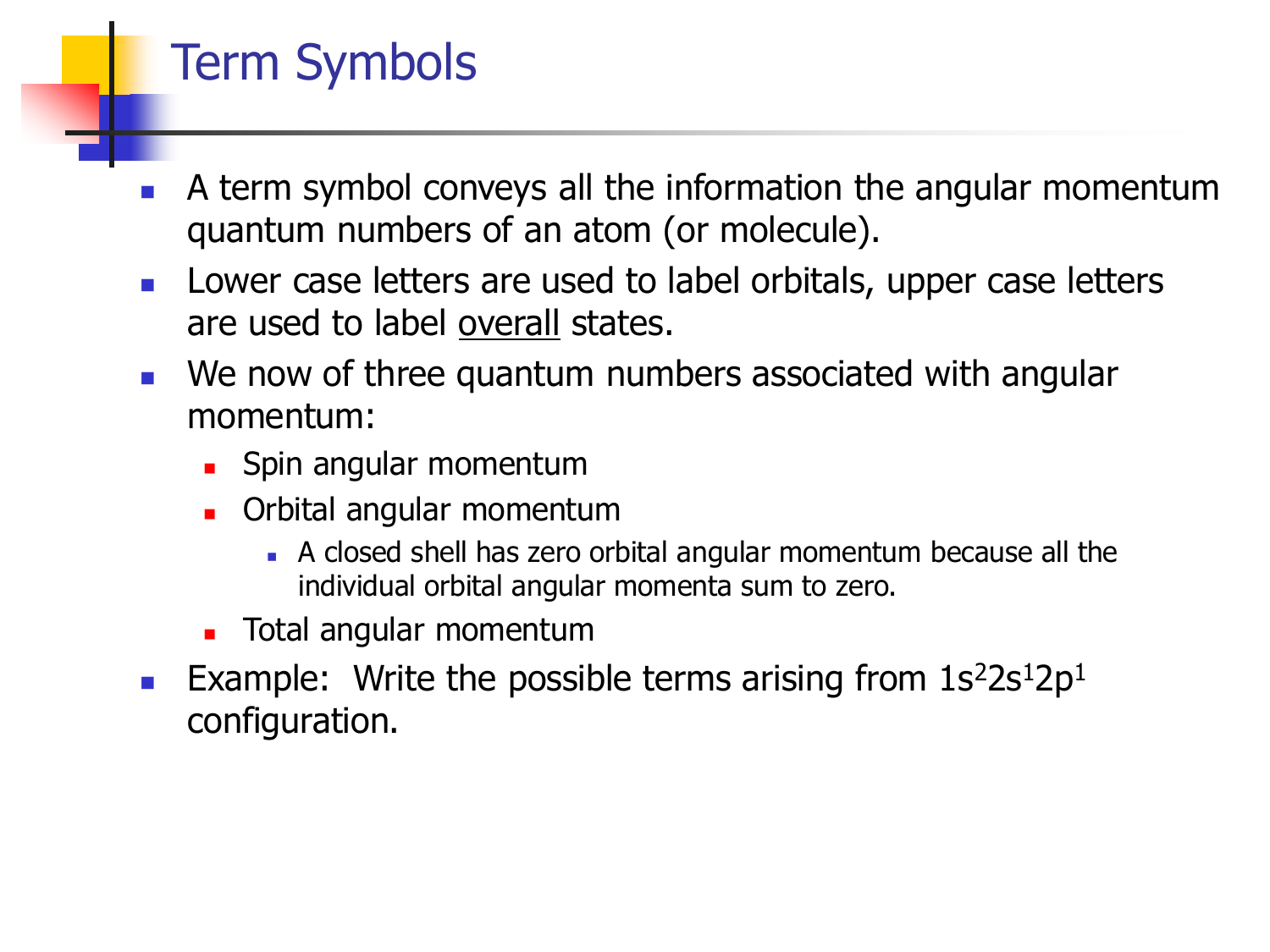# Term Symbols

- A term symbol conveys all the information the angular momentum quantum numbers of an atom (or molecule).
- Lower case letters are used to label orbitals, upper case letters are used to label overall states.
- We now of three quantum numbers associated with angular momentum:
  - Spin angular momentum
  - Orbital angular momentum
    - A closed shell has zero orbital angular momentum because all the individual orbital angular momenta sum to zero.
  - Total angular momentum
- Example: Write the possible terms arising from $1s^2 2s^1 2p^1$ configuration.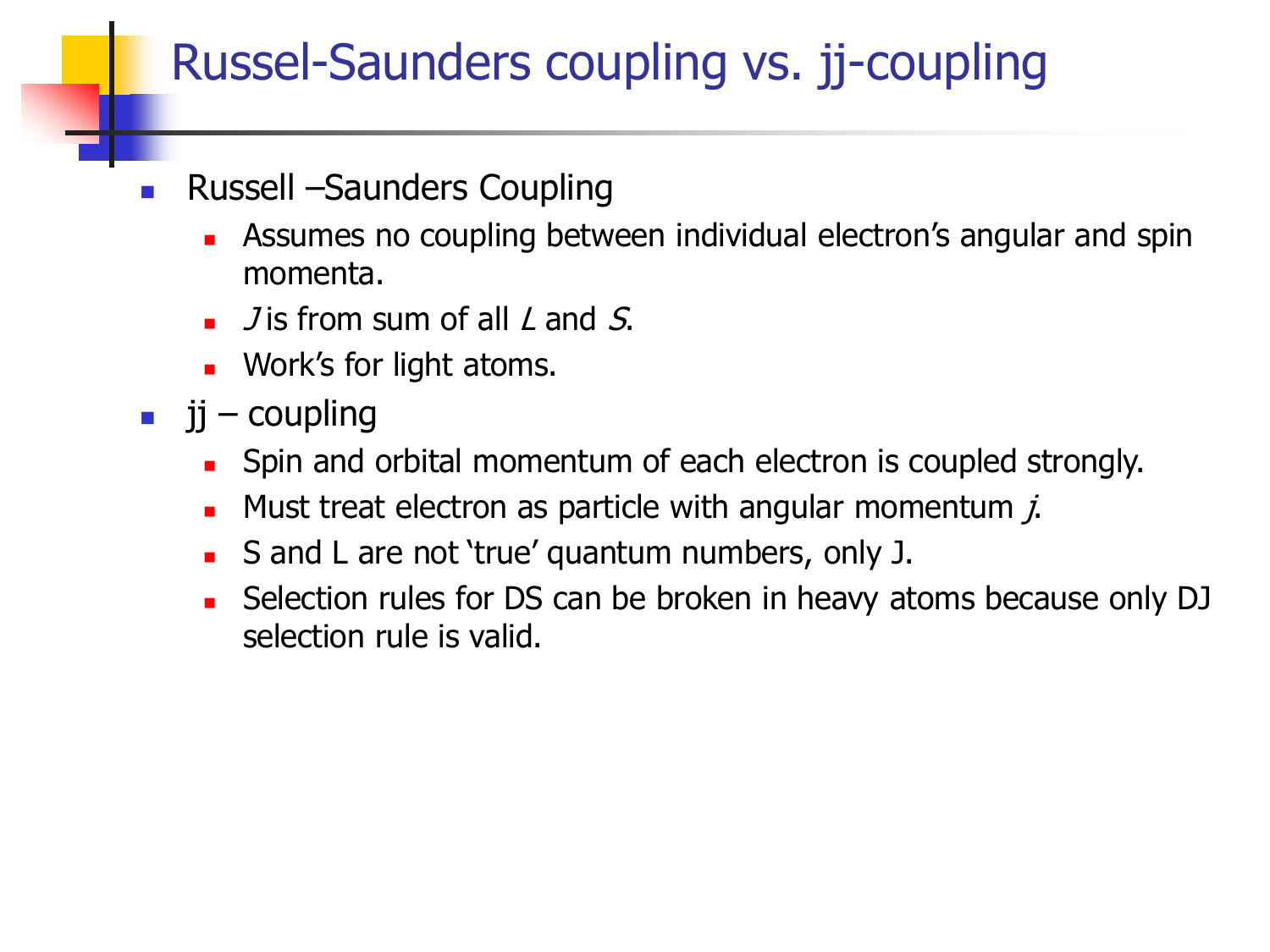# Russel-Saunders coupling vs. jj-coupling

- Russell –Saunders Coupling
  - Assumes no coupling between individual electron's angular and spin momenta.
  - $J$ is from sum of all $L$ and $S$.
  - Work's for light atoms.
- jj – coupling
  - Spin and orbital momentum of each electron is coupled strongly.
  - Must treat electron as particle with angular momentum $j$.
  - S and L are not 'true' quantum numbers, only J.
  - Selection rules for DS can be broken in heavy atoms because only DJ selection rule is valid.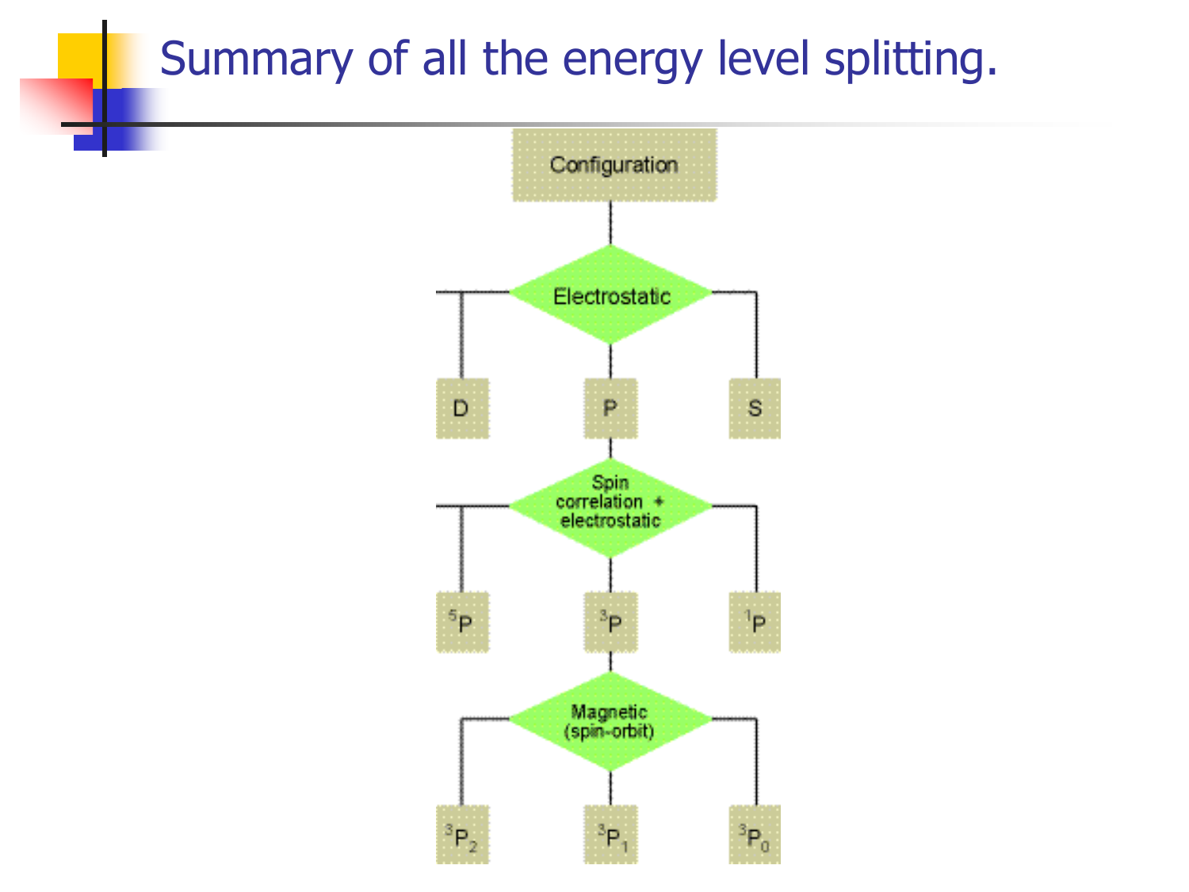# Summary of all the energy level splitting.

Configuration

Electrostatic

D | P | S

Spin correlation + electrostatic

$^5P$ | $^3P$ | $^1P$

Magnetic (spin-orbit)

$^3P_2$ | $^3P_1$ | $^3P_0$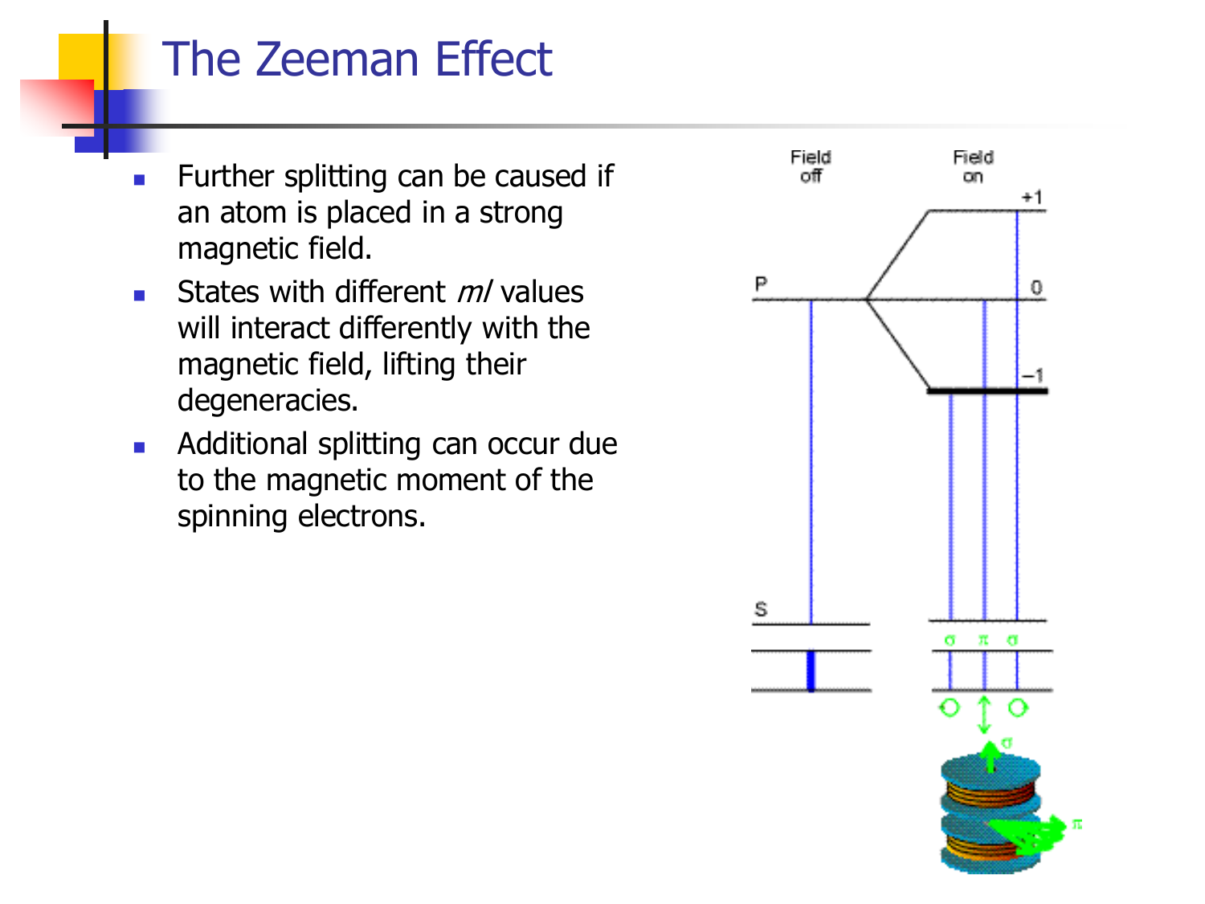# The Zeeman Effect

- Further splitting can be caused if an atom is placed in a strong magnetic field.
- States with different *ml* values will interact differently with the magnetic field, lifting their degeneracies.
- Additional splitting can occur due to the magnetic moment of the spinning electrons.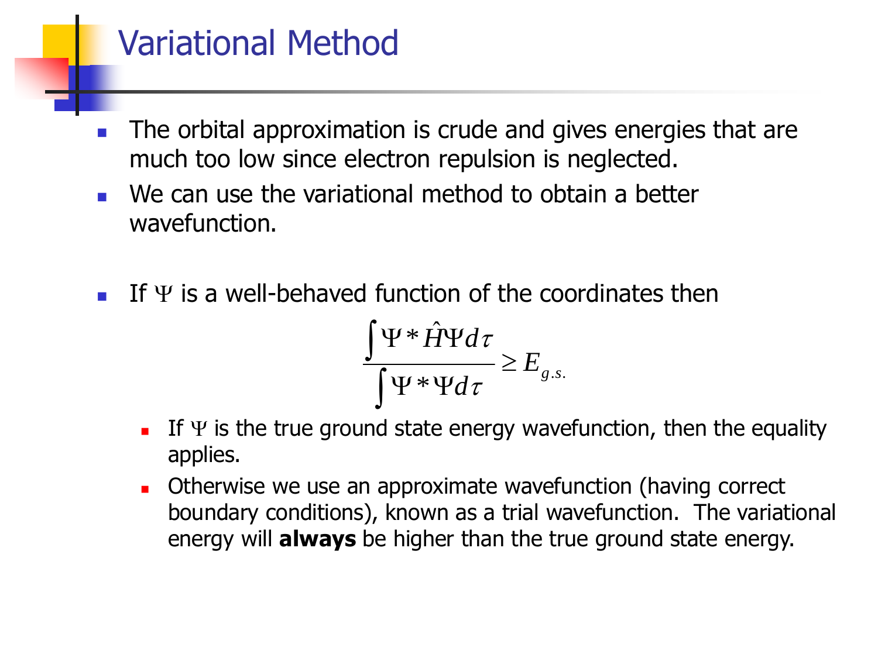# Variational Method

- The orbital approximation is crude and gives energies that are much too low since electron repulsion is neglected.
- We can use the variational method to obtain a better wavefunction.

- If $\Psi$ is a well-behaved function of the coordinates then

$$\frac{\int \Psi^* \hat{H} \Psi d\tau}{\int \Psi^* \Psi d\tau} \geq E_{g.s.}$$

  - If $\Psi$ is the true ground state energy wavefunction, then the equality applies.
  - Otherwise we use an approximate wavefunction (having correct boundary conditions), known as a trial wavefunction. The variational energy will **always** be higher than the true ground state energy.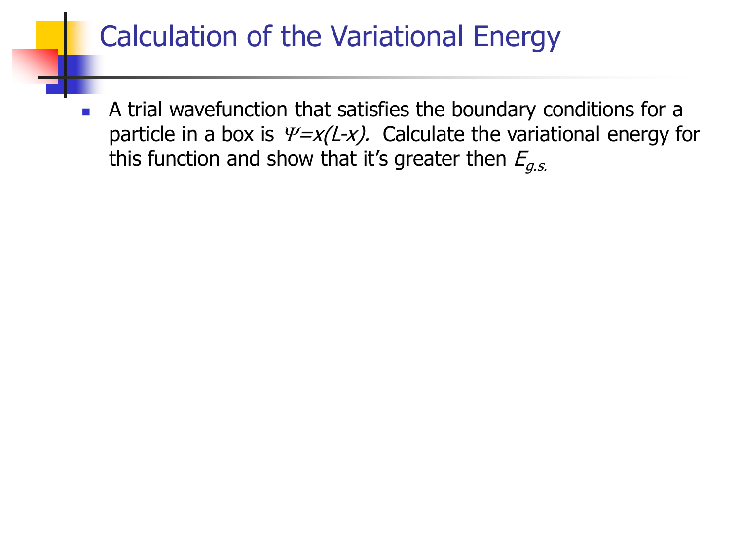# Calculation of the Variational Energy

- A trial wavefunction that satisfies the boundary conditions for a particle in a box is $\Psi = x(L-x)$. Calculate the variational energy for this function and show that it's greater then $E_{g.s.}$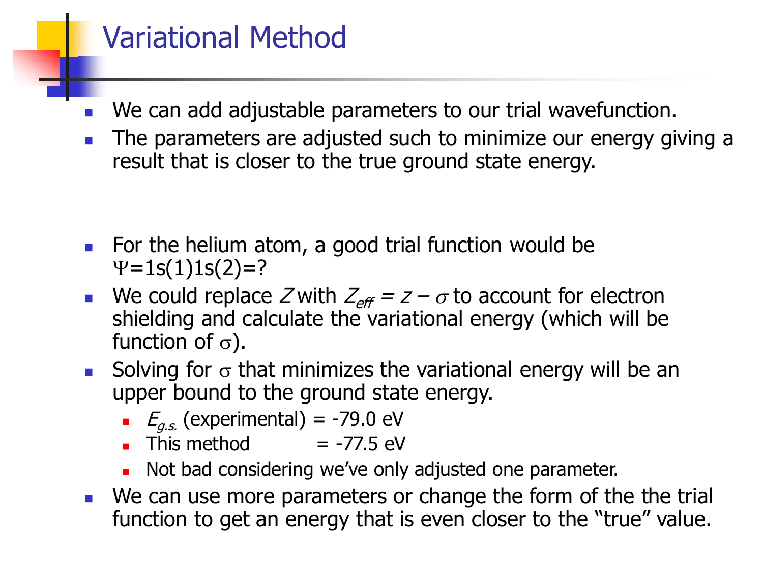# Variational Method

- We can add adjustable parameters to our trial wavefunction.
- The parameters are adjusted such to minimize our energy giving a result that is closer to the true ground state energy.

- For the helium atom, a good trial function would be $\Psi$=1s(1)1s(2)=?
- We could replace $Z$ with $Z_{eff} = z - \sigma$ to account for electron shielding and calculate the variational energy (which will be function of $\sigma$).
- Solving for $\sigma$ that minimizes the variational energy will be an upper bound to the ground state energy.
  - $E_{g.s.}$ (experimental) = -79.0 eV
  - This method = -77.5 eV
  - Not bad considering we've only adjusted one parameter.
- We can use more parameters or change the form of the the trial function to get an energy that is even closer to the "true" value.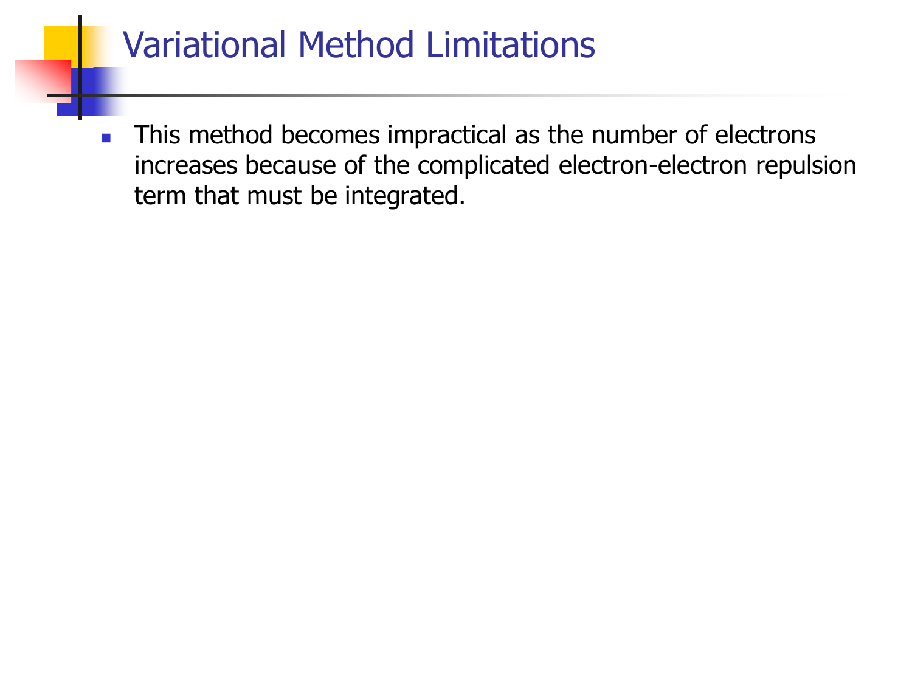# Variational Method Limitations

- This method becomes impractical as the number of electrons increases because of the complicated electron-electron repulsion term that must be integrated.